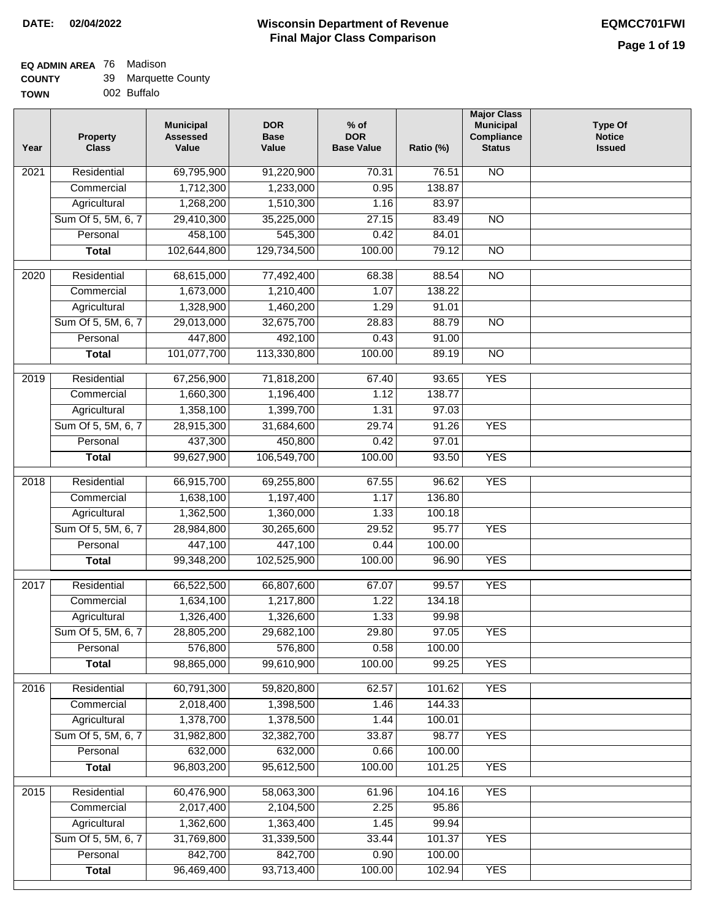**DATE: 02/04/2022**

# Wisconsin Department of Revenue
## Final Major Class Comparison

**EQMCC701FWI**

**EQ ADMIN AREA** 76 Madison
**COUNTY** 39 Marquette County
**TOWN** 002 Buffalo

| Year | Property Class | Municipal Assessed Value | DOR Base Value | % of DOR Base Value | Ratio (%) | Major Class Municipal Compliance Status | Type Of Notice Issued |
|---|---|---|---|---|---|---|---|
| 2021 | Residential | 69,795,900 | 91,220,900 | 70.31 | 76.51 | NO | |
| | Commercial | 1,712,300 | 1,233,000 | 0.95 | 138.87 | | |
| | Agricultural | 1,268,200 | 1,510,300 | 1.16 | 83.97 | | |
| | Sum Of 5, 5M, 6, 7 | 29,410,300 | 35,225,000 | 27.15 | 83.49 | NO | |
| | Personal | 458,100 | 545,300 | 0.42 | 84.01 | | |
| | **Total** | 102,644,800 | 129,734,500 | 100.00 | 79.12 | NO | |
| 2020 | Residential | 68,615,000 | 77,492,400 | 68.38 | 88.54 | NO | |
| | Commercial | 1,673,000 | 1,210,400 | 1.07 | 138.22 | | |
| | Agricultural | 1,328,900 | 1,460,200 | 1.29 | 91.01 | | |
| | Sum Of 5, 5M, 6, 7 | 29,013,000 | 32,675,700 | 28.83 | 88.79 | NO | |
| | Personal | 447,800 | 492,100 | 0.43 | 91.00 | | |
| | **Total** | 101,077,700 | 113,330,800 | 100.00 | 89.19 | NO | |
| 2019 | Residential | 67,256,900 | 71,818,200 | 67.40 | 93.65 | YES | |
| | Commercial | 1,660,300 | 1,196,400 | 1.12 | 138.77 | | |
| | Agricultural | 1,358,100 | 1,399,700 | 1.31 | 97.03 | | |
| | Sum Of 5, 5M, 6, 7 | 28,915,300 | 31,684,600 | 29.74 | 91.26 | YES | |
| | Personal | 437,300 | 450,800 | 0.42 | 97.01 | | |
| | **Total** | 99,627,900 | 106,549,700 | 100.00 | 93.50 | YES | |
| 2018 | Residential | 66,915,700 | 69,255,800 | 67.55 | 96.62 | YES | |
| | Commercial | 1,638,100 | 1,197,400 | 1.17 | 136.80 | | |
| | Agricultural | 1,362,500 | 1,360,000 | 1.33 | 100.18 | | |
| | Sum Of 5, 5M, 6, 7 | 28,984,800 | 30,265,600 | 29.52 | 95.77 | YES | |
| | Personal | 447,100 | 447,100 | 0.44 | 100.00 | | |
| | **Total** | 99,348,200 | 102,525,900 | 100.00 | 96.90 | YES | |
| 2017 | Residential | 66,522,500 | 66,807,600 | 67.07 | 99.57 | YES | |
| | Commercial | 1,634,100 | 1,217,800 | 1.22 | 134.18 | | |
| | Agricultural | 1,326,400 | 1,326,600 | 1.33 | 99.98 | | |
| | Sum Of 5, 5M, 6, 7 | 28,805,200 | 29,682,100 | 29.80 | 97.05 | YES | |
| | Personal | 576,800 | 576,800 | 0.58 | 100.00 | | |
| | **Total** | 98,865,000 | 99,610,900 | 100.00 | 99.25 | YES | |
| 2016 | Residential | 60,791,300 | 59,820,800 | 62.57 | 101.62 | YES | |
| | Commercial | 2,018,400 | 1,398,500 | 1.46 | 144.33 | | |
| | Agricultural | 1,378,700 | 1,378,500 | 1.44 | 100.01 | | |
| | Sum Of 5, 5M, 6, 7 | 31,982,800 | 32,382,700 | 33.87 | 98.77 | YES | |
| | Personal | 632,000 | 632,000 | 0.66 | 100.00 | | |
| | **Total** | 96,803,200 | 95,612,500 | 100.00 | 101.25 | YES | |
| 2015 | Residential | 60,476,900 | 58,063,300 | 61.96 | 104.16 | YES | |
| | Commercial | 2,017,400 | 2,104,500 | 2.25 | 95.86 | | |
| | Agricultural | 1,362,600 | 1,363,400 | 1.45 | 99.94 | | |
| | Sum Of 5, 5M, 6, 7 | 31,769,800 | 31,339,500 | 33.44 | 101.37 | YES | |
| | Personal | 842,700 | 842,700 | 0.90 | 100.00 | | |
| | **Total** | 96,469,400 | 93,713,400 | 100.00 | 102.94 | YES | |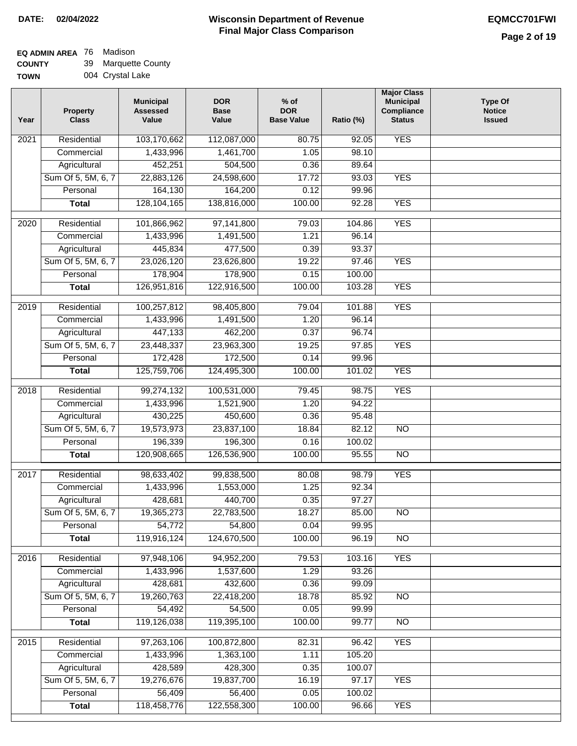**DATE:** 02/04/2022

# Wisconsin Department of Revenue
## Final Major Class Comparison

**EQMCC701FWI**

**EQ ADMIN AREA** 76 Madison
**COUNTY** 39 Marquette County
**TOWN** 004 Crystal Lake

| Year | Property Class | Municipal Assessed Value | DOR Base Value | % of DOR Base Value | Ratio (%) | Major Class Municipal Compliance Status | Type Of Notice Issued |
|---|---|---|---|---|---|---|---|
| 2021 | Residential | 103,170,662 | 112,087,000 | 80.75 | 92.05 | YES | |
| | Commercial | 1,433,996 | 1,461,700 | 1.05 | 98.10 | | |
| | Agricultural | 452,251 | 504,500 | 0.36 | 89.64 | | |
| | Sum Of 5, 5M, 6, 7 | 22,883,126 | 24,598,600 | 17.72 | 93.03 | YES | |
| | Personal | 164,130 | 164,200 | 0.12 | 99.96 | | |
| | **Total** | 128,104,165 | 138,816,000 | 100.00 | 92.28 | YES | |
| 2020 | Residential | 101,866,962 | 97,141,800 | 79.03 | 104.86 | YES | |
| | Commercial | 1,433,996 | 1,491,500 | 1.21 | 96.14 | | |
| | Agricultural | 445,834 | 477,500 | 0.39 | 93.37 | | |
| | Sum Of 5, 5M, 6, 7 | 23,026,120 | 23,626,800 | 19.22 | 97.46 | YES | |
| | Personal | 178,904 | 178,900 | 0.15 | 100.00 | | |
| | **Total** | 126,951,816 | 122,916,500 | 100.00 | 103.28 | YES | |
| 2019 | Residential | 100,257,812 | 98,405,800 | 79.04 | 101.88 | YES | |
| | Commercial | 1,433,996 | 1,491,500 | 1.20 | 96.14 | | |
| | Agricultural | 447,133 | 462,200 | 0.37 | 96.74 | | |
| | Sum Of 5, 5M, 6, 7 | 23,448,337 | 23,963,300 | 19.25 | 97.85 | YES | |
| | Personal | 172,428 | 172,500 | 0.14 | 99.96 | | |
| | **Total** | 125,759,706 | 124,495,300 | 100.00 | 101.02 | YES | |
| 2018 | Residential | 99,274,132 | 100,531,000 | 79.45 | 98.75 | YES | |
| | Commercial | 1,433,996 | 1,521,900 | 1.20 | 94.22 | | |
| | Agricultural | 430,225 | 450,600 | 0.36 | 95.48 | | |
| | Sum Of 5, 5M, 6, 7 | 19,573,973 | 23,837,100 | 18.84 | 82.12 | NO | |
| | Personal | 196,339 | 196,300 | 0.16 | 100.02 | | |
| | **Total** | 120,908,665 | 126,536,900 | 100.00 | 95.55 | NO | |
| 2017 | Residential | 98,633,402 | 99,838,500 | 80.08 | 98.79 | YES | |
| | Commercial | 1,433,996 | 1,553,000 | 1.25 | 92.34 | | |
| | Agricultural | 428,681 | 440,700 | 0.35 | 97.27 | | |
| | Sum Of 5, 5M, 6, 7 | 19,365,273 | 22,783,500 | 18.27 | 85.00 | NO | |
| | Personal | 54,772 | 54,800 | 0.04 | 99.95 | | |
| | **Total** | 119,916,124 | 124,670,500 | 100.00 | 96.19 | NO | |
| 2016 | Residential | 97,948,106 | 94,952,200 | 79.53 | 103.16 | YES | |
| | Commercial | 1,433,996 | 1,537,600 | 1.29 | 93.26 | | |
| | Agricultural | 428,681 | 432,600 | 0.36 | 99.09 | | |
| | Sum Of 5, 5M, 6, 7 | 19,260,763 | 22,418,200 | 18.78 | 85.92 | NO | |
| | Personal | 54,492 | 54,500 | 0.05 | 99.99 | | |
| | **Total** | 119,126,038 | 119,395,100 | 100.00 | 99.77 | NO | |
| 2015 | Residential | 97,263,106 | 100,872,800 | 82.31 | 96.42 | YES | |
| | Commercial | 1,433,996 | 1,363,100 | 1.11 | 105.20 | | |
| | Agricultural | 428,589 | 428,300 | 0.35 | 100.07 | | |
| | Sum Of 5, 5M, 6, 7 | 19,276,676 | 19,837,700 | 16.19 | 97.17 | YES | |
| | Personal | 56,409 | 56,400 | 0.05 | 100.02 | | |
| | **Total** | 118,458,776 | 122,558,300 | 100.00 | 96.66 | YES | |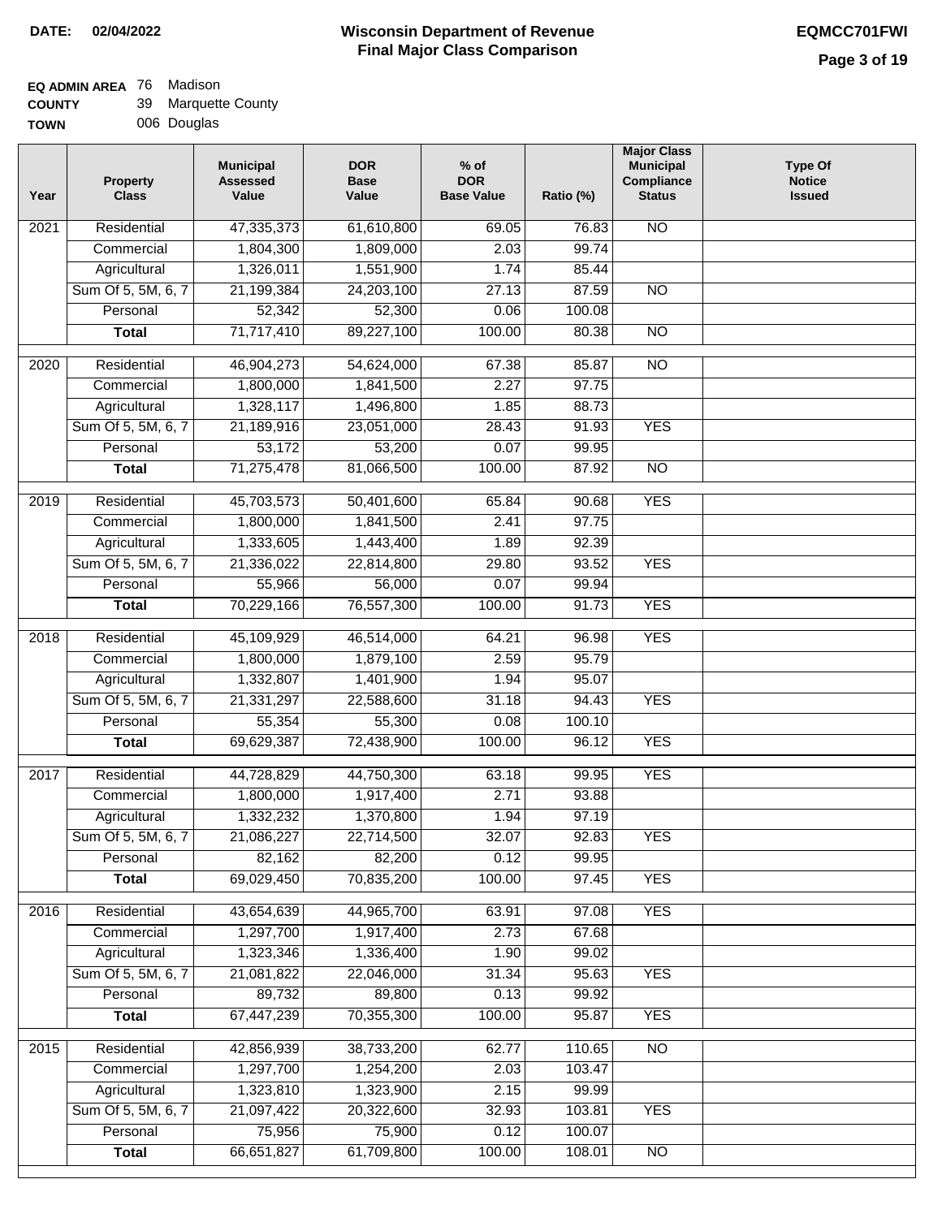**DATE: 02/04/2022**

# Wisconsin Department of Revenue
## Final Major Class Comparison

**EQMCC701FWI**

**EQ ADMIN AREA** 76 Madison
**COUNTY** 39 Marquette County
**TOWN** 006 Douglas

| Year | Property Class | Municipal Assessed Value | DOR Base Value | % of DOR Base Value | Ratio (%) | Major Class Municipal Compliance Status | Type Of Notice Issued |
|---|---|---|---|---|---|---|---|
| 2021 | Residential | 47,335,373 | 61,610,800 | 69.05 | 76.83 | NO | |
| | Commercial | 1,804,300 | 1,809,000 | 2.03 | 99.74 | | |
| | Agricultural | 1,326,011 | 1,551,900 | 1.74 | 85.44 | | |
| | Sum Of 5, 5M, 6, 7 | 21,199,384 | 24,203,100 | 27.13 | 87.59 | NO | |
| | Personal | 52,342 | 52,300 | 0.06 | 100.08 | | |
| | **Total** | 71,717,410 | 89,227,100 | 100.00 | 80.38 | NO | |
| 2020 | Residential | 46,904,273 | 54,624,000 | 67.38 | 85.87 | NO | |
| | Commercial | 1,800,000 | 1,841,500 | 2.27 | 97.75 | | |
| | Agricultural | 1,328,117 | 1,496,800 | 1.85 | 88.73 | | |
| | Sum Of 5, 5M, 6, 7 | 21,189,916 | 23,051,000 | 28.43 | 91.93 | YES | |
| | Personal | 53,172 | 53,200 | 0.07 | 99.95 | | |
| | **Total** | 71,275,478 | 81,066,500 | 100.00 | 87.92 | NO | |
| 2019 | Residential | 45,703,573 | 50,401,600 | 65.84 | 90.68 | YES | |
| | Commercial | 1,800,000 | 1,841,500 | 2.41 | 97.75 | | |
| | Agricultural | 1,333,605 | 1,443,400 | 1.89 | 92.39 | | |
| | Sum Of 5, 5M, 6, 7 | 21,336,022 | 22,814,800 | 29.80 | 93.52 | YES | |
| | Personal | 55,966 | 56,000 | 0.07 | 99.94 | | |
| | **Total** | 70,229,166 | 76,557,300 | 100.00 | 91.73 | YES | |
| 2018 | Residential | 45,109,929 | 46,514,000 | 64.21 | 96.98 | YES | |
| | Commercial | 1,800,000 | 1,879,100 | 2.59 | 95.79 | | |
| | Agricultural | 1,332,807 | 1,401,900 | 1.94 | 95.07 | | |
| | Sum Of 5, 5M, 6, 7 | 21,331,297 | 22,588,600 | 31.18 | 94.43 | YES | |
| | Personal | 55,354 | 55,300 | 0.08 | 100.10 | | |
| | **Total** | 69,629,387 | 72,438,900 | 100.00 | 96.12 | YES | |
| 2017 | Residential | 44,728,829 | 44,750,300 | 63.18 | 99.95 | YES | |
| | Commercial | 1,800,000 | 1,917,400 | 2.71 | 93.88 | | |
| | Agricultural | 1,332,232 | 1,370,800 | 1.94 | 97.19 | | |
| | Sum Of 5, 5M, 6, 7 | 21,086,227 | 22,714,500 | 32.07 | 92.83 | YES | |
| | Personal | 82,162 | 82,200 | 0.12 | 99.95 | | |
| | **Total** | 69,029,450 | 70,835,200 | 100.00 | 97.45 | YES | |
| 2016 | Residential | 43,654,639 | 44,965,700 | 63.91 | 97.08 | YES | |
| | Commercial | 1,297,700 | 1,917,400 | 2.73 | 67.68 | | |
| | Agricultural | 1,323,346 | 1,336,400 | 1.90 | 99.02 | | |
| | Sum Of 5, 5M, 6, 7 | 21,081,822 | 22,046,000 | 31.34 | 95.63 | YES | |
| | Personal | 89,732 | 89,800 | 0.13 | 99.92 | | |
| | **Total** | 67,447,239 | 70,355,300 | 100.00 | 95.87 | YES | |
| 2015 | Residential | 42,856,939 | 38,733,200 | 62.77 | 110.65 | NO | |
| | Commercial | 1,297,700 | 1,254,200 | 2.03 | 103.47 | | |
| | Agricultural | 1,323,810 | 1,323,900 | 2.15 | 99.99 | | |
| | Sum Of 5, 5M, 6, 7 | 21,097,422 | 20,322,600 | 32.93 | 103.81 | YES | |
| | Personal | 75,956 | 75,900 | 0.12 | 100.07 | | |
| | **Total** | 66,651,827 | 61,709,800 | 100.00 | 108.01 | NO | |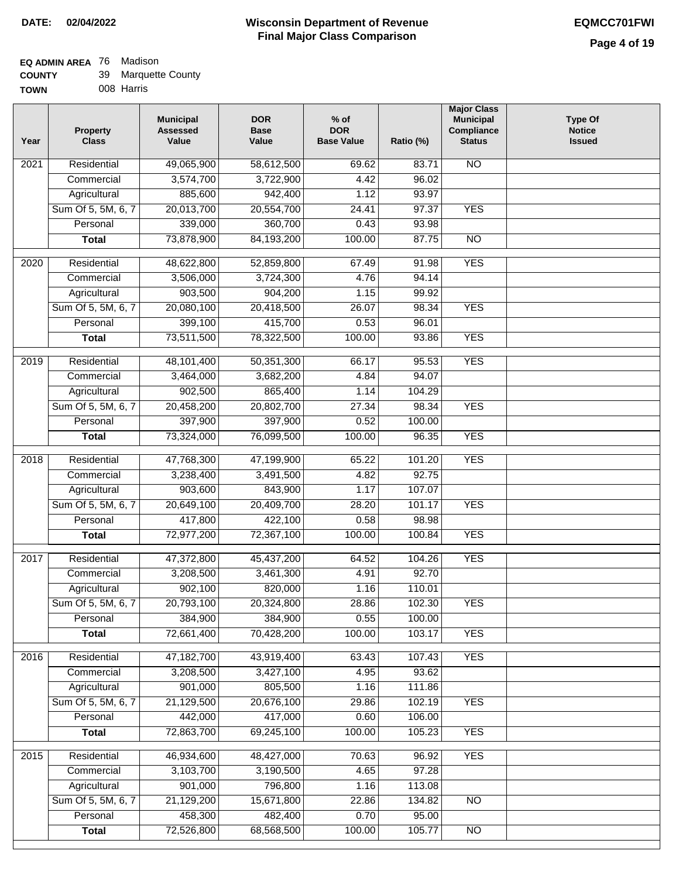**DATE:** 02/04/2022

# Wisconsin Department of Revenue
## Final Major Class Comparison

**EQMCC701FWI**

**EQ ADMIN AREA** 76 Madison
**COUNTY** 39 Marquette County
**TOWN** 008 Harris

| Year | Property Class | Municipal Assessed Value | DOR Base Value | % of DOR Base Value | Ratio (%) | Major Class Municipal Compliance Status | Type Of Notice Issued |
|---|---|---|---|---|---|---|---|
| 2021 | Residential | 49,065,900 | 58,612,500 | 69.62 | 83.71 | NO | |
| | Commercial | 3,574,700 | 3,722,900 | 4.42 | 96.02 | | |
| | Agricultural | 885,600 | 942,400 | 1.12 | 93.97 | | |
| | Sum Of 5, 5M, 6, 7 | 20,013,700 | 20,554,700 | 24.41 | 97.37 | YES | |
| | Personal | 339,000 | 360,700 | 0.43 | 93.98 | | |
| | **Total** | 73,878,900 | 84,193,200 | 100.00 | 87.75 | NO | |
| 2020 | Residential | 48,622,800 | 52,859,800 | 67.49 | 91.98 | YES | |
| | Commercial | 3,506,000 | 3,724,300 | 4.76 | 94.14 | | |
| | Agricultural | 903,500 | 904,200 | 1.15 | 99.92 | | |
| | Sum Of 5, 5M, 6, 7 | 20,080,100 | 20,418,500 | 26.07 | 98.34 | YES | |
| | Personal | 399,100 | 415,700 | 0.53 | 96.01 | | |
| | **Total** | 73,511,500 | 78,322,500 | 100.00 | 93.86 | YES | |
| 2019 | Residential | 48,101,400 | 50,351,300 | 66.17 | 95.53 | YES | |
| | Commercial | 3,464,000 | 3,682,200 | 4.84 | 94.07 | | |
| | Agricultural | 902,500 | 865,400 | 1.14 | 104.29 | | |
| | Sum Of 5, 5M, 6, 7 | 20,458,200 | 20,802,700 | 27.34 | 98.34 | YES | |
| | Personal | 397,900 | 397,900 | 0.52 | 100.00 | | |
| | **Total** | 73,324,000 | 76,099,500 | 100.00 | 96.35 | YES | |
| 2018 | Residential | 47,768,300 | 47,199,900 | 65.22 | 101.20 | YES | |
| | Commercial | 3,238,400 | 3,491,500 | 4.82 | 92.75 | | |
| | Agricultural | 903,600 | 843,900 | 1.17 | 107.07 | | |
| | Sum Of 5, 5M, 6, 7 | 20,649,100 | 20,409,700 | 28.20 | 101.17 | YES | |
| | Personal | 417,800 | 422,100 | 0.58 | 98.98 | | |
| | **Total** | 72,977,200 | 72,367,100 | 100.00 | 100.84 | YES | |
| 2017 | Residential | 47,372,800 | 45,437,200 | 64.52 | 104.26 | YES | |
| | Commercial | 3,208,500 | 3,461,300 | 4.91 | 92.70 | | |
| | Agricultural | 902,100 | 820,000 | 1.16 | 110.01 | | |
| | Sum Of 5, 5M, 6, 7 | 20,793,100 | 20,324,800 | 28.86 | 102.30 | YES | |
| | Personal | 384,900 | 384,900 | 0.55 | 100.00 | | |
| | **Total** | 72,661,400 | 70,428,200 | 100.00 | 103.17 | YES | |
| 2016 | Residential | 47,182,700 | 43,919,400 | 63.43 | 107.43 | YES | |
| | Commercial | 3,208,500 | 3,427,100 | 4.95 | 93.62 | | |
| | Agricultural | 901,000 | 805,500 | 1.16 | 111.86 | | |
| | Sum Of 5, 5M, 6, 7 | 21,129,500 | 20,676,100 | 29.86 | 102.19 | YES | |
| | Personal | 442,000 | 417,000 | 0.60 | 106.00 | | |
| | **Total** | 72,863,700 | 69,245,100 | 100.00 | 105.23 | YES | |
| 2015 | Residential | 46,934,600 | 48,427,000 | 70.63 | 96.92 | YES | |
| | Commercial | 3,103,700 | 3,190,500 | 4.65 | 97.28 | | |
| | Agricultural | 901,000 | 796,800 | 1.16 | 113.08 | | |
| | Sum Of 5, 5M, 6, 7 | 21,129,200 | 15,671,800 | 22.86 | 134.82 | NO | |
| | Personal | 458,300 | 482,400 | 0.70 | 95.00 | | |
| | **Total** | 72,526,800 | 68,568,500 | 100.00 | 105.77 | NO | |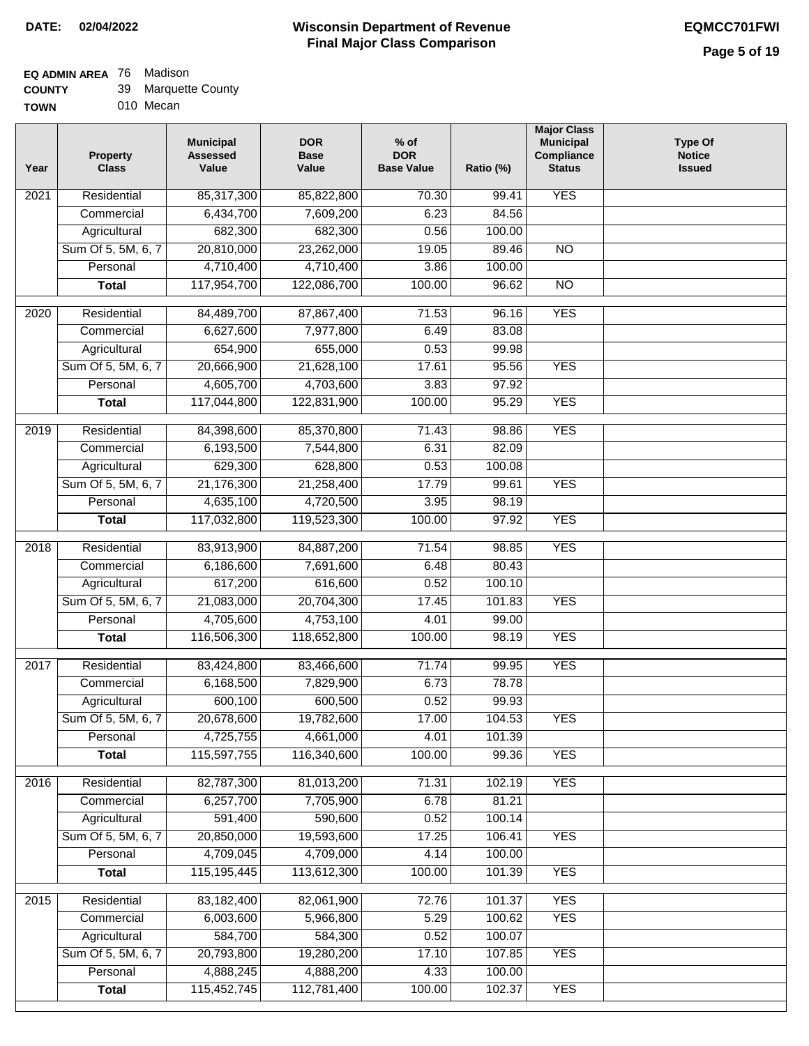**DATE:** 02/04/2022

# Wisconsin Department of Revenue
## Final Major Class Comparison

**EQMCC701FWI**

**EQ ADMIN AREA** 76 Madison
**COUNTY** 39 Marquette County
**TOWN** 010 Mecan

| Year | Property Class | Municipal Assessed Value | DOR Base Value | % of DOR Base Value | Ratio (%) | Major Class Municipal Compliance Status | Type Of Notice Issued |
|---|---|---|---|---|---|---|---|
| 2021 | Residential | 85,317,300 | 85,822,800 | 70.30 | 99.41 | YES | |
| | Commercial | 6,434,700 | 7,609,200 | 6.23 | 84.56 | | |
| | Agricultural | 682,300 | 682,300 | 0.56 | 100.00 | | |
| | Sum Of 5, 5M, 6, 7 | 20,810,000 | 23,262,000 | 19.05 | 89.46 | NO | |
| | Personal | 4,710,400 | 4,710,400 | 3.86 | 100.00 | | |
| | **Total** | 117,954,700 | 122,086,700 | 100.00 | 96.62 | NO | |
| 2020 | Residential | 84,489,700 | 87,867,400 | 71.53 | 96.16 | YES | |
| | Commercial | 6,627,600 | 7,977,800 | 6.49 | 83.08 | | |
| | Agricultural | 654,900 | 655,000 | 0.53 | 99.98 | | |
| | Sum Of 5, 5M, 6, 7 | 20,666,900 | 21,628,100 | 17.61 | 95.56 | YES | |
| | Personal | 4,605,700 | 4,703,600 | 3.83 | 97.92 | | |
| | **Total** | 117,044,800 | 122,831,900 | 100.00 | 95.29 | YES | |
| 2019 | Residential | 84,398,600 | 85,370,800 | 71.43 | 98.86 | YES | |
| | Commercial | 6,193,500 | 7,544,800 | 6.31 | 82.09 | | |
| | Agricultural | 629,300 | 628,800 | 0.53 | 100.08 | | |
| | Sum Of 5, 5M, 6, 7 | 21,176,300 | 21,258,400 | 17.79 | 99.61 | YES | |
| | Personal | 4,635,100 | 4,720,500 | 3.95 | 98.19 | | |
| | **Total** | 117,032,800 | 119,523,300 | 100.00 | 97.92 | YES | |
| 2018 | Residential | 83,913,900 | 84,887,200 | 71.54 | 98.85 | YES | |
| | Commercial | 6,186,600 | 7,691,600 | 6.48 | 80.43 | | |
| | Agricultural | 617,200 | 616,600 | 0.52 | 100.10 | | |
| | Sum Of 5, 5M, 6, 7 | 21,083,000 | 20,704,300 | 17.45 | 101.83 | YES | |
| | Personal | 4,705,600 | 4,753,100 | 4.01 | 99.00 | | |
| | **Total** | 116,506,300 | 118,652,800 | 100.00 | 98.19 | YES | |
| 2017 | Residential | 83,424,800 | 83,466,600 | 71.74 | 99.95 | YES | |
| | Commercial | 6,168,500 | 7,829,900 | 6.73 | 78.78 | | |
| | Agricultural | 600,100 | 600,500 | 0.52 | 99.93 | | |
| | Sum Of 5, 5M, 6, 7 | 20,678,600 | 19,782,600 | 17.00 | 104.53 | YES | |
| | Personal | 4,725,755 | 4,661,000 | 4.01 | 101.39 | | |
| | **Total** | 115,597,755 | 116,340,600 | 100.00 | 99.36 | YES | |
| 2016 | Residential | 82,787,300 | 81,013,200 | 71.31 | 102.19 | YES | |
| | Commercial | 6,257,700 | 7,705,900 | 6.78 | 81.21 | | |
| | Agricultural | 591,400 | 590,600 | 0.52 | 100.14 | | |
| | Sum Of 5, 5M, 6, 7 | 20,850,000 | 19,593,600 | 17.25 | 106.41 | YES | |
| | Personal | 4,709,045 | 4,709,000 | 4.14 | 100.00 | | |
| | **Total** | 115,195,445 | 113,612,300 | 100.00 | 101.39 | YES | |
| 2015 | Residential | 83,182,400 | 82,061,900 | 72.76 | 101.37 | YES | |
| | Commercial | 6,003,600 | 5,966,800 | 5.29 | 100.62 | YES | |
| | Agricultural | 584,700 | 584,300 | 0.52 | 100.07 | | |
| | Sum Of 5, 5M, 6, 7 | 20,793,800 | 19,280,200 | 17.10 | 107.85 | YES | |
| | Personal | 4,888,245 | 4,888,200 | 4.33 | 100.00 | | |
| | **Total** | 115,452,745 | 112,781,400 | 100.00 | 102.37 | YES | |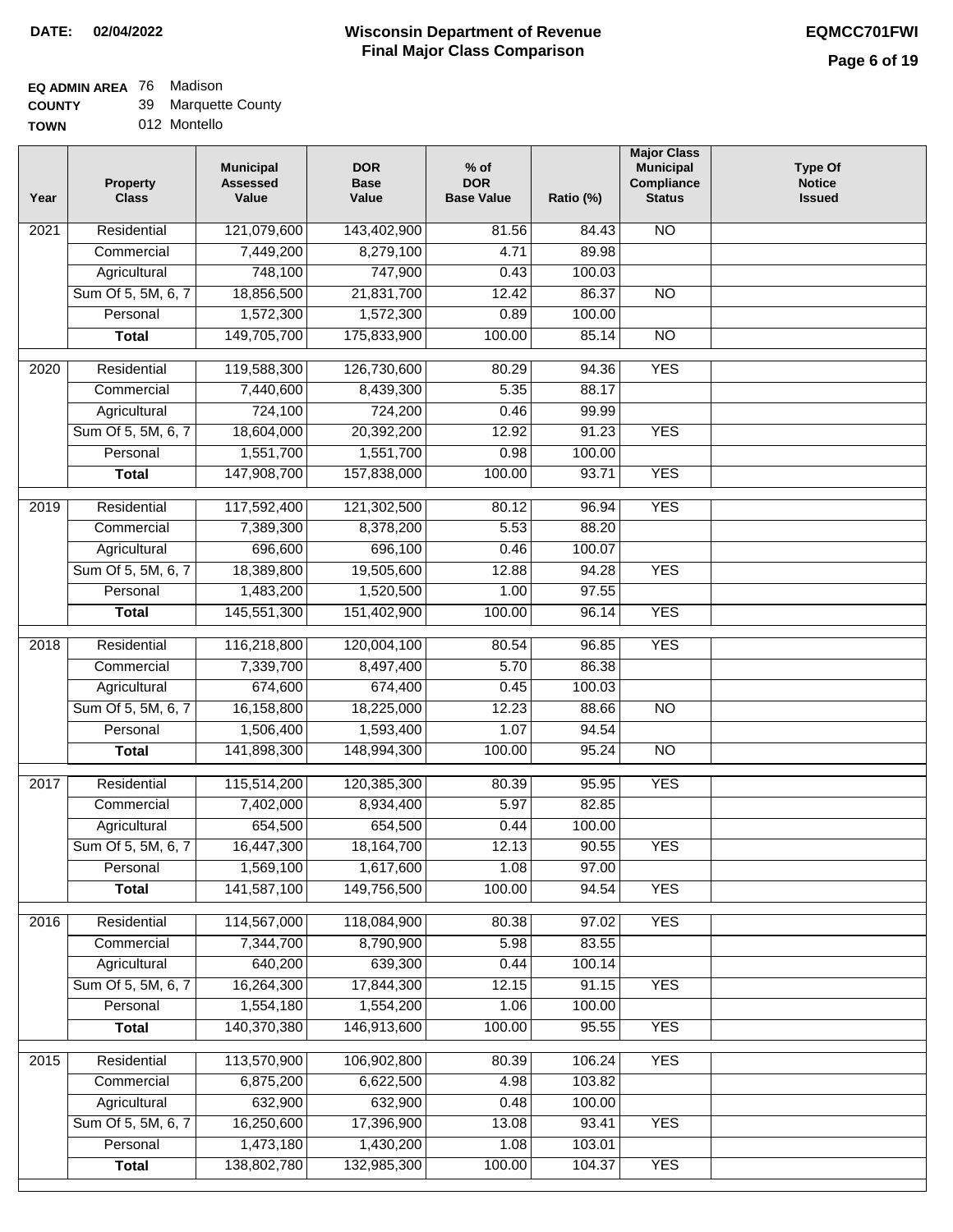**DATE: 02/04/2022**

# Wisconsin Department of Revenue
## Final Major Class Comparison

**EQMCC701FWI**

**EQ ADMIN AREA** 76 Madison
**COUNTY** 39 Marquette County
**TOWN** 012 Montello

| Year | Property Class | Municipal Assessed Value | DOR Base Value | % of DOR Base Value | Ratio (%) | Major Class Municipal Compliance Status | Type Of Notice Issued |
|---|---|---|---|---|---|---|---|
| 2021 | Residential | 121,079,600 | 143,402,900 | 81.56 | 84.43 | NO | |
| | Commercial | 7,449,200 | 8,279,100 | 4.71 | 89.98 | | |
| | Agricultural | 748,100 | 747,900 | 0.43 | 100.03 | | |
| | Sum Of 5, 5M, 6, 7 | 18,856,500 | 21,831,700 | 12.42 | 86.37 | NO | |
| | Personal | 1,572,300 | 1,572,300 | 0.89 | 100.00 | | |
| | **Total** | 149,705,700 | 175,833,900 | 100.00 | 85.14 | NO | |
| 2020 | Residential | 119,588,300 | 126,730,600 | 80.29 | 94.36 | YES | |
| | Commercial | 7,440,600 | 8,439,300 | 5.35 | 88.17 | | |
| | Agricultural | 724,100 | 724,200 | 0.46 | 99.99 | | |
| | Sum Of 5, 5M, 6, 7 | 18,604,000 | 20,392,200 | 12.92 | 91.23 | YES | |
| | Personal | 1,551,700 | 1,551,700 | 0.98 | 100.00 | | |
| | **Total** | 147,908,700 | 157,838,000 | 100.00 | 93.71 | YES | |
| 2019 | Residential | 117,592,400 | 121,302,500 | 80.12 | 96.94 | YES | |
| | Commercial | 7,389,300 | 8,378,200 | 5.53 | 88.20 | | |
| | Agricultural | 696,600 | 696,100 | 0.46 | 100.07 | | |
| | Sum Of 5, 5M, 6, 7 | 18,389,800 | 19,505,600 | 12.88 | 94.28 | YES | |
| | Personal | 1,483,200 | 1,520,500 | 1.00 | 97.55 | | |
| | **Total** | 145,551,300 | 151,402,900 | 100.00 | 96.14 | YES | |
| 2018 | Residential | 116,218,800 | 120,004,100 | 80.54 | 96.85 | YES | |
| | Commercial | 7,339,700 | 8,497,400 | 5.70 | 86.38 | | |
| | Agricultural | 674,600 | 674,400 | 0.45 | 100.03 | | |
| | Sum Of 5, 5M, 6, 7 | 16,158,800 | 18,225,000 | 12.23 | 88.66 | NO | |
| | Personal | 1,506,400 | 1,593,400 | 1.07 | 94.54 | | |
| | **Total** | 141,898,300 | 148,994,300 | 100.00 | 95.24 | NO | |
| 2017 | Residential | 115,514,200 | 120,385,300 | 80.39 | 95.95 | YES | |
| | Commercial | 7,402,000 | 8,934,400 | 5.97 | 82.85 | | |
| | Agricultural | 654,500 | 654,500 | 0.44 | 100.00 | | |
| | Sum Of 5, 5M, 6, 7 | 16,447,300 | 18,164,700 | 12.13 | 90.55 | YES | |
| | Personal | 1,569,100 | 1,617,600 | 1.08 | 97.00 | | |
| | **Total** | 141,587,100 | 149,756,500 | 100.00 | 94.54 | YES | |
| 2016 | Residential | 114,567,000 | 118,084,900 | 80.38 | 97.02 | YES | |
| | Commercial | 7,344,700 | 8,790,900 | 5.98 | 83.55 | | |
| | Agricultural | 640,200 | 639,300 | 0.44 | 100.14 | | |
| | Sum Of 5, 5M, 6, 7 | 16,264,300 | 17,844,300 | 12.15 | 91.15 | YES | |
| | Personal | 1,554,180 | 1,554,200 | 1.06 | 100.00 | | |
| | **Total** | 140,370,380 | 146,913,600 | 100.00 | 95.55 | YES | |
| 2015 | Residential | 113,570,900 | 106,902,800 | 80.39 | 106.24 | YES | |
| | Commercial | 6,875,200 | 6,622,500 | 4.98 | 103.82 | | |
| | Agricultural | 632,900 | 632,900 | 0.48 | 100.00 | | |
| | Sum Of 5, 5M, 6, 7 | 16,250,600 | 17,396,900 | 13.08 | 93.41 | YES | |
| | Personal | 1,473,180 | 1,430,200 | 1.08 | 103.01 | | |
| | **Total** | 138,802,780 | 132,985,300 | 100.00 | 104.37 | YES | |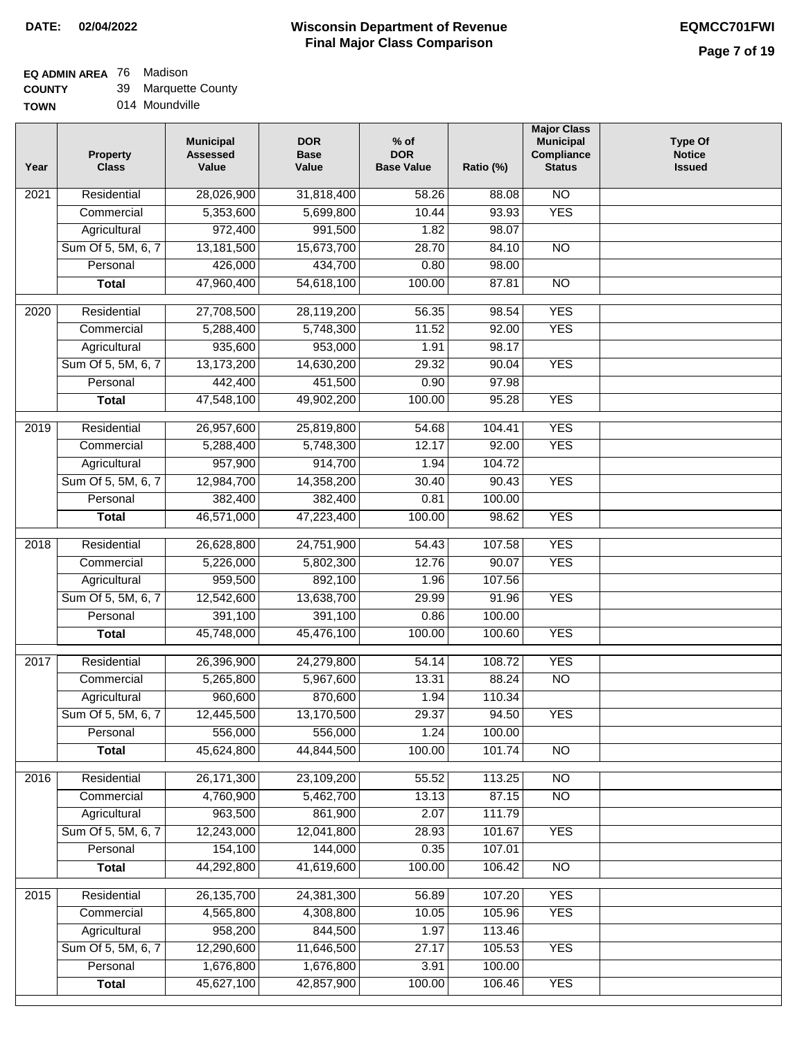**DATE:** 02/04/2022

# Wisconsin Department of Revenue
## Final Major Class Comparison

**EQMCC701FWI**

**EQ ADMIN AREA** 76 Madison
**COUNTY** 39 Marquette County
**TOWN** 014 Moundville

| Year | Property Class | Municipal Assessed Value | DOR Base Value | % of DOR Base Value | Ratio (%) | Major Class Municipal Compliance Status | Type Of Notice Issued |
|---|---|---|---|---|---|---|---|
| 2021 | Residential | 28,026,900 | 31,818,400 | 58.26 | 88.08 | NO | |
| | Commercial | 5,353,600 | 5,699,800 | 10.44 | 93.93 | YES | |
| | Agricultural | 972,400 | 991,500 | 1.82 | 98.07 | | |
| | Sum Of 5, 5M, 6, 7 | 13,181,500 | 15,673,700 | 28.70 | 84.10 | NO | |
| | Personal | 426,000 | 434,700 | 0.80 | 98.00 | | |
| | **Total** | 47,960,400 | 54,618,100 | 100.00 | 87.81 | NO | |
| 2020 | Residential | 27,708,500 | 28,119,200 | 56.35 | 98.54 | YES | |
| | Commercial | 5,288,400 | 5,748,300 | 11.52 | 92.00 | YES | |
| | Agricultural | 935,600 | 953,000 | 1.91 | 98.17 | | |
| | Sum Of 5, 5M, 6, 7 | 13,173,200 | 14,630,200 | 29.32 | 90.04 | YES | |
| | Personal | 442,400 | 451,500 | 0.90 | 97.98 | | |
| | **Total** | 47,548,100 | 49,902,200 | 100.00 | 95.28 | YES | |
| 2019 | Residential | 26,957,600 | 25,819,800 | 54.68 | 104.41 | YES | |
| | Commercial | 5,288,400 | 5,748,300 | 12.17 | 92.00 | YES | |
| | Agricultural | 957,900 | 914,700 | 1.94 | 104.72 | | |
| | Sum Of 5, 5M, 6, 7 | 12,984,700 | 14,358,200 | 30.40 | 90.43 | YES | |
| | Personal | 382,400 | 382,400 | 0.81 | 100.00 | | |
| | **Total** | 46,571,000 | 47,223,400 | 100.00 | 98.62 | YES | |
| 2018 | Residential | 26,628,800 | 24,751,900 | 54.43 | 107.58 | YES | |
| | Commercial | 5,226,000 | 5,802,300 | 12.76 | 90.07 | YES | |
| | Agricultural | 959,500 | 892,100 | 1.96 | 107.56 | | |
| | Sum Of 5, 5M, 6, 7 | 12,542,600 | 13,638,700 | 29.99 | 91.96 | YES | |
| | Personal | 391,100 | 391,100 | 0.86 | 100.00 | | |
| | **Total** | 45,748,000 | 45,476,100 | 100.00 | 100.60 | YES | |
| 2017 | Residential | 26,396,900 | 24,279,800 | 54.14 | 108.72 | YES | |
| | Commercial | 5,265,800 | 5,967,600 | 13.31 | 88.24 | NO | |
| | Agricultural | 960,600 | 870,600 | 1.94 | 110.34 | | |
| | Sum Of 5, 5M, 6, 7 | 12,445,500 | 13,170,500 | 29.37 | 94.50 | YES | |
| | Personal | 556,000 | 556,000 | 1.24 | 100.00 | | |
| | **Total** | 45,624,800 | 44,844,500 | 100.00 | 101.74 | NO | |
| 2016 | Residential | 26,171,300 | 23,109,200 | 55.52 | 113.25 | NO | |
| | Commercial | 4,760,900 | 5,462,700 | 13.13 | 87.15 | NO | |
| | Agricultural | 963,500 | 861,900 | 2.07 | 111.79 | | |
| | Sum Of 5, 5M, 6, 7 | 12,243,000 | 12,041,800 | 28.93 | 101.67 | YES | |
| | Personal | 154,100 | 144,000 | 0.35 | 107.01 | | |
| | **Total** | 44,292,800 | 41,619,600 | 100.00 | 106.42 | NO | |
| 2015 | Residential | 26,135,700 | 24,381,300 | 56.89 | 107.20 | YES | |
| | Commercial | 4,565,800 | 4,308,800 | 10.05 | 105.96 | YES | |
| | Agricultural | 958,200 | 844,500 | 1.97 | 113.46 | | |
| | Sum Of 5, 5M, 6, 7 | 12,290,600 | 11,646,500 | 27.17 | 105.53 | YES | |
| | Personal | 1,676,800 | 1,676,800 | 3.91 | 100.00 | | |
| | **Total** | 45,627,100 | 42,857,900 | 100.00 | 106.46 | YES | |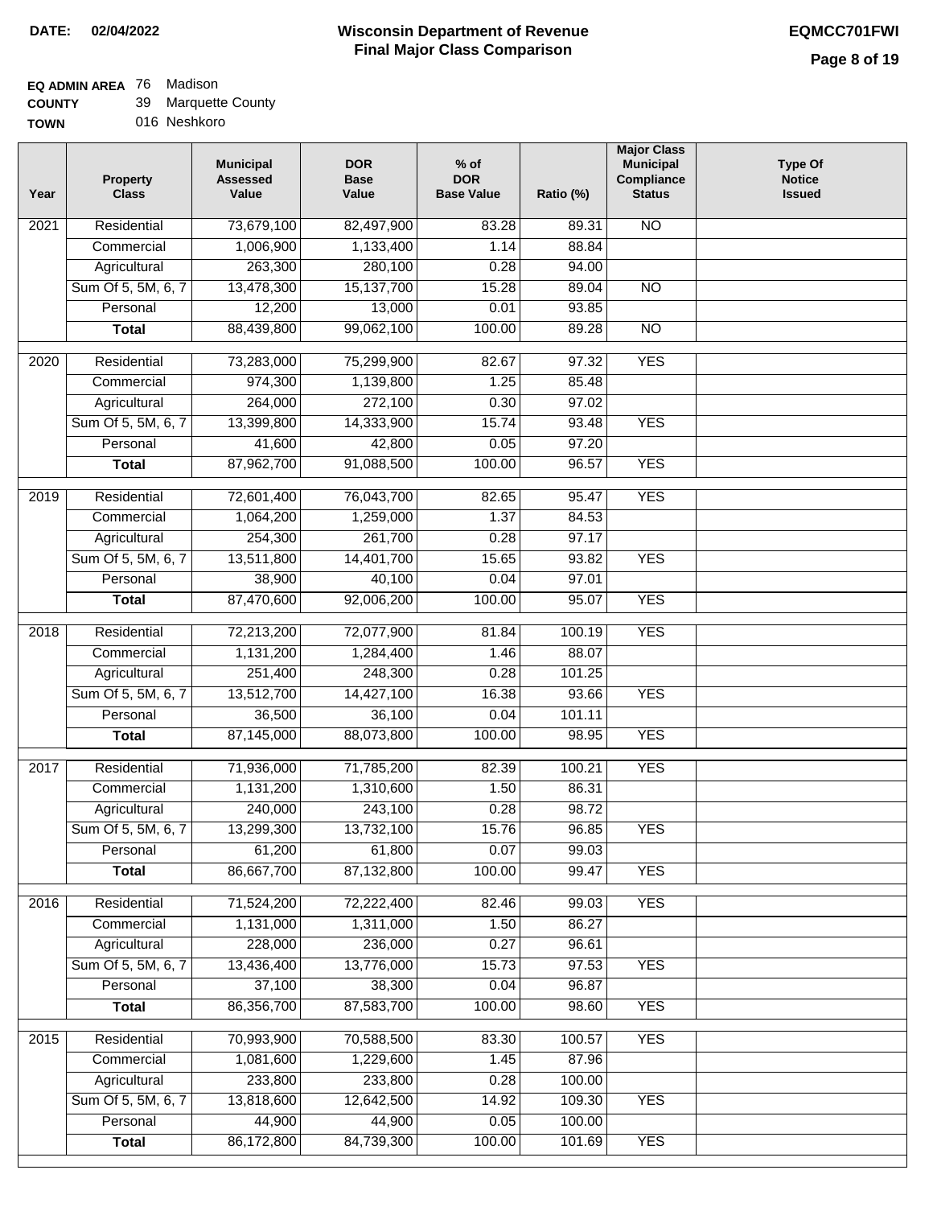**DATE: 02/04/2022**

# Wisconsin Department of Revenue
## Final Major Class Comparison

**EQMCC701FWI**

**EQ ADMIN AREA** 76 Madison
**COUNTY** 39 Marquette County
**TOWN** 016 Neshkoro

| Year | Property Class | Municipal Assessed Value | DOR Base Value | % of DOR Base Value | Ratio (%) | Major Class Municipal Compliance Status | Type Of Notice Issued |
|---|---|---|---|---|---|---|---|
| 2021 | Residential | 73,679,100 | 82,497,900 | 83.28 | 89.31 | NO | |
| | Commercial | 1,006,900 | 1,133,400 | 1.14 | 88.84 | | |
| | Agricultural | 263,300 | 280,100 | 0.28 | 94.00 | | |
| | Sum Of 5, 5M, 6, 7 | 13,478,300 | 15,137,700 | 15.28 | 89.04 | NO | |
| | Personal | 12,200 | 13,000 | 0.01 | 93.85 | | |
| | **Total** | 88,439,800 | 99,062,100 | 100.00 | 89.28 | NO | |
| 2020 | Residential | 73,283,000 | 75,299,900 | 82.67 | 97.32 | YES | |
| | Commercial | 974,300 | 1,139,800 | 1.25 | 85.48 | | |
| | Agricultural | 264,000 | 272,100 | 0.30 | 97.02 | | |
| | Sum Of 5, 5M, 6, 7 | 13,399,800 | 14,333,900 | 15.74 | 93.48 | YES | |
| | Personal | 41,600 | 42,800 | 0.05 | 97.20 | | |
| | **Total** | 87,962,700 | 91,088,500 | 100.00 | 96.57 | YES | |
| 2019 | Residential | 72,601,400 | 76,043,700 | 82.65 | 95.47 | YES | |
| | Commercial | 1,064,200 | 1,259,000 | 1.37 | 84.53 | | |
| | Agricultural | 254,300 | 261,700 | 0.28 | 97.17 | | |
| | Sum Of 5, 5M, 6, 7 | 13,511,800 | 14,401,700 | 15.65 | 93.82 | YES | |
| | Personal | 38,900 | 40,100 | 0.04 | 97.01 | | |
| | **Total** | 87,470,600 | 92,006,200 | 100.00 | 95.07 | YES | |
| 2018 | Residential | 72,213,200 | 72,077,900 | 81.84 | 100.19 | YES | |
| | Commercial | 1,131,200 | 1,284,400 | 1.46 | 88.07 | | |
| | Agricultural | 251,400 | 248,300 | 0.28 | 101.25 | | |
| | Sum Of 5, 5M, 6, 7 | 13,512,700 | 14,427,100 | 16.38 | 93.66 | YES | |
| | Personal | 36,500 | 36,100 | 0.04 | 101.11 | | |
| | **Total** | 87,145,000 | 88,073,800 | 100.00 | 98.95 | YES | |
| 2017 | Residential | 71,936,000 | 71,785,200 | 82.39 | 100.21 | YES | |
| | Commercial | 1,131,200 | 1,310,600 | 1.50 | 86.31 | | |
| | Agricultural | 240,000 | 243,100 | 0.28 | 98.72 | | |
| | Sum Of 5, 5M, 6, 7 | 13,299,300 | 13,732,100 | 15.76 | 96.85 | YES | |
| | Personal | 61,200 | 61,800 | 0.07 | 99.03 | | |
| | **Total** | 86,667,700 | 87,132,800 | 100.00 | 99.47 | YES | |
| 2016 | Residential | 71,524,200 | 72,222,400 | 82.46 | 99.03 | YES | |
| | Commercial | 1,131,000 | 1,311,000 | 1.50 | 86.27 | | |
| | Agricultural | 228,000 | 236,000 | 0.27 | 96.61 | | |
| | Sum Of 5, 5M, 6, 7 | 13,436,400 | 13,776,000 | 15.73 | 97.53 | YES | |
| | Personal | 37,100 | 38,300 | 0.04 | 96.87 | | |
| | **Total** | 86,356,700 | 87,583,700 | 100.00 | 98.60 | YES | |
| 2015 | Residential | 70,993,900 | 70,588,500 | 83.30 | 100.57 | YES | |
| | Commercial | 1,081,600 | 1,229,600 | 1.45 | 87.96 | | |
| | Agricultural | 233,800 | 233,800 | 0.28 | 100.00 | | |
| | Sum Of 5, 5M, 6, 7 | 13,818,600 | 12,642,500 | 14.92 | 109.30 | YES | |
| | Personal | 44,900 | 44,900 | 0.05 | 100.00 | | |
| | **Total** | 86,172,800 | 84,739,300 | 100.00 | 101.69 | YES | |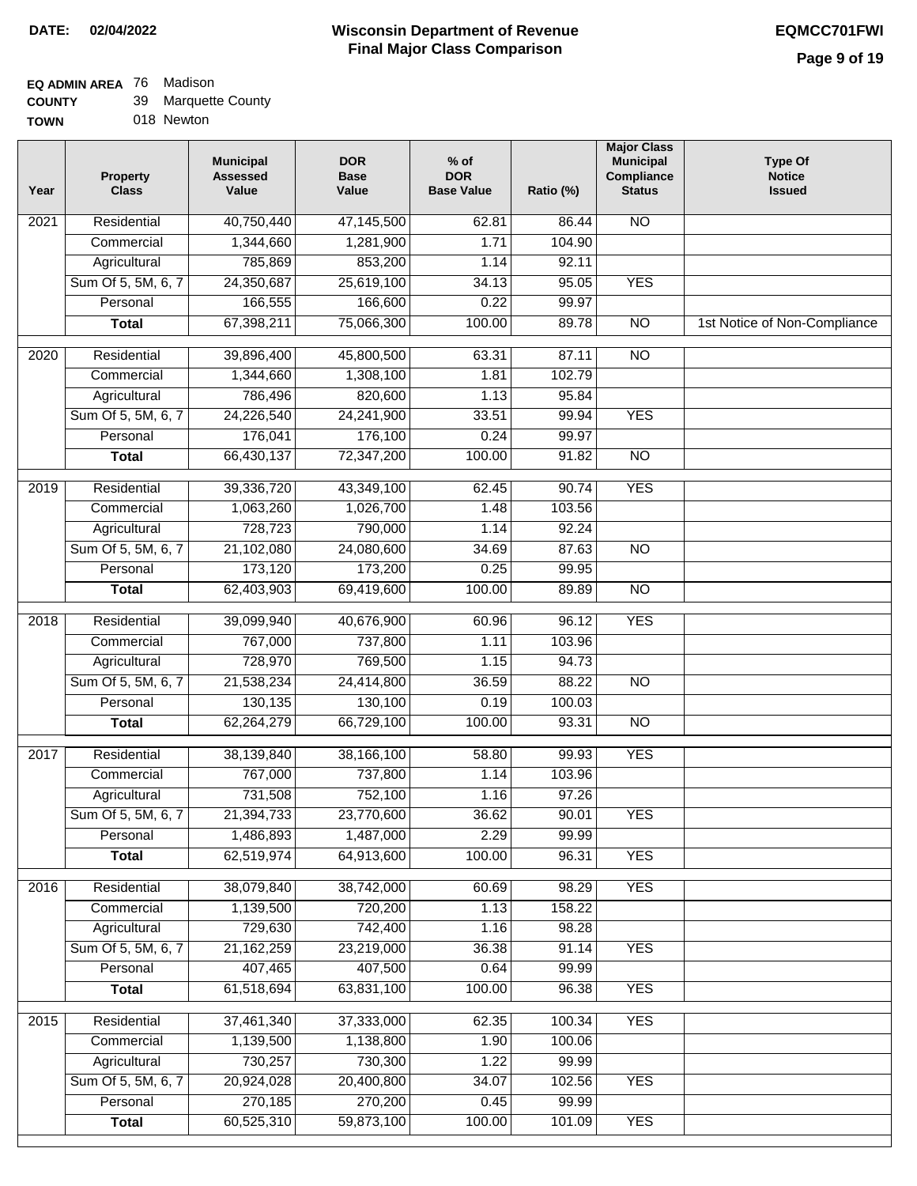**DATE: 02/04/2022**

# Wisconsin Department of Revenue
## Final Major Class Comparison

**EQMCC701FWI**

**EQ ADMIN AREA** 76 Madison
**COUNTY** 39 Marquette County
**TOWN** 018 Newton

| Year | Property Class | Municipal Assessed Value | DOR Base Value | % of DOR Base Value | Ratio (%) | Major Class Municipal Compliance Status | Type Of Notice Issued |
|---|---|---|---|---|---|---|---|
| 2021 | Residential | 40,750,440 | 47,145,500 | 62.81 | 86.44 | NO | |
| | Commercial | 1,344,660 | 1,281,900 | 1.71 | 104.90 | | |
| | Agricultural | 785,869 | 853,200 | 1.14 | 92.11 | | |
| | Sum Of 5, 5M, 6, 7 | 24,350,687 | 25,619,100 | 34.13 | 95.05 | YES | |
| | Personal | 166,555 | 166,600 | 0.22 | 99.97 | | |
| | **Total** | 67,398,211 | 75,066,300 | 100.00 | 89.78 | NO | 1st Notice of Non-Compliance |
| 2020 | Residential | 39,896,400 | 45,800,500 | 63.31 | 87.11 | NO | |
| | Commercial | 1,344,660 | 1,308,100 | 1.81 | 102.79 | | |
| | Agricultural | 786,496 | 820,600 | 1.13 | 95.84 | | |
| | Sum Of 5, 5M, 6, 7 | 24,226,540 | 24,241,900 | 33.51 | 99.94 | YES | |
| | Personal | 176,041 | 176,100 | 0.24 | 99.97 | | |
| | **Total** | 66,430,137 | 72,347,200 | 100.00 | 91.82 | NO | |
| 2019 | Residential | 39,336,720 | 43,349,100 | 62.45 | 90.74 | YES | |
| | Commercial | 1,063,260 | 1,026,700 | 1.48 | 103.56 | | |
| | Agricultural | 728,723 | 790,000 | 1.14 | 92.24 | | |
| | Sum Of 5, 5M, 6, 7 | 21,102,080 | 24,080,600 | 34.69 | 87.63 | NO | |
| | Personal | 173,120 | 173,200 | 0.25 | 99.95 | | |
| | **Total** | 62,403,903 | 69,419,600 | 100.00 | 89.89 | NO | |
| 2018 | Residential | 39,099,940 | 40,676,900 | 60.96 | 96.12 | YES | |
| | Commercial | 767,000 | 737,800 | 1.11 | 103.96 | | |
| | Agricultural | 728,970 | 769,500 | 1.15 | 94.73 | | |
| | Sum Of 5, 5M, 6, 7 | 21,538,234 | 24,414,800 | 36.59 | 88.22 | NO | |
| | Personal | 130,135 | 130,100 | 0.19 | 100.03 | | |
| | **Total** | 62,264,279 | 66,729,100 | 100.00 | 93.31 | NO | |
| 2017 | Residential | 38,139,840 | 38,166,100 | 58.80 | 99.93 | YES | |
| | Commercial | 767,000 | 737,800 | 1.14 | 103.96 | | |
| | Agricultural | 731,508 | 752,100 | 1.16 | 97.26 | | |
| | Sum Of 5, 5M, 6, 7 | 21,394,733 | 23,770,600 | 36.62 | 90.01 | YES | |
| | Personal | 1,486,893 | 1,487,000 | 2.29 | 99.99 | | |
| | **Total** | 62,519,974 | 64,913,600 | 100.00 | 96.31 | YES | |
| 2016 | Residential | 38,079,840 | 38,742,000 | 60.69 | 98.29 | YES | |
| | Commercial | 1,139,500 | 720,200 | 1.13 | 158.22 | | |
| | Agricultural | 729,630 | 742,400 | 1.16 | 98.28 | | |
| | Sum Of 5, 5M, 6, 7 | 21,162,259 | 23,219,000 | 36.38 | 91.14 | YES | |
| | Personal | 407,465 | 407,500 | 0.64 | 99.99 | | |
| | **Total** | 61,518,694 | 63,831,100 | 100.00 | 96.38 | YES | |
| 2015 | Residential | 37,461,340 | 37,333,000 | 62.35 | 100.34 | YES | |
| | Commercial | 1,139,500 | 1,138,800 | 1.90 | 100.06 | | |
| | Agricultural | 730,257 | 730,300 | 1.22 | 99.99 | | |
| | Sum Of 5, 5M, 6, 7 | 20,924,028 | 20,400,800 | 34.07 | 102.56 | YES | |
| | Personal | 270,185 | 270,200 | 0.45 | 99.99 | | |
| | **Total** | 60,525,310 | 59,873,100 | 100.00 | 101.09 | YES | |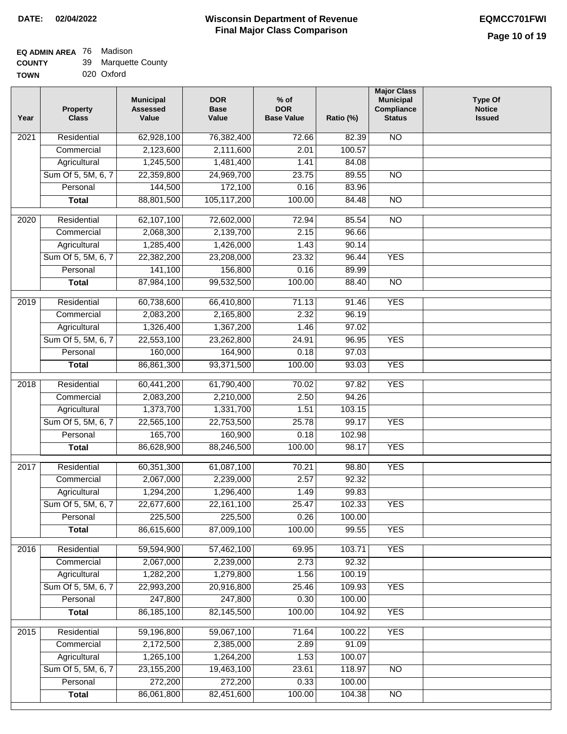**DATE: 02/04/2022**

# Wisconsin Department of Revenue
## Final Major Class Comparison

**EQMCC701FWI**

**EQ ADMIN AREA** 76 Madison
**COUNTY** 39 Marquette County
**TOWN** 020 Oxford

| Year | Property Class | Municipal Assessed Value | DOR Base Value | % of DOR Base Value | Ratio (%) | Major Class Municipal Compliance Status | Type Of Notice Issued |
|---|---|---|---|---|---|---|---|
| 2021 | Residential | 62,928,100 | 76,382,400 | 72.66 | 82.39 | NO | |
| | Commercial | 2,123,600 | 2,111,600 | 2.01 | 100.57 | | |
| | Agricultural | 1,245,500 | 1,481,400 | 1.41 | 84.08 | | |
| | Sum Of 5, 5M, 6, 7 | 22,359,800 | 24,969,700 | 23.75 | 89.55 | NO | |
| | Personal | 144,500 | 172,100 | 0.16 | 83.96 | | |
| | **Total** | 88,801,500 | 105,117,200 | 100.00 | 84.48 | NO | |
| 2020 | Residential | 62,107,100 | 72,602,000 | 72.94 | 85.54 | NO | |
| | Commercial | 2,068,300 | 2,139,700 | 2.15 | 96.66 | | |
| | Agricultural | 1,285,400 | 1,426,000 | 1.43 | 90.14 | | |
| | Sum Of 5, 5M, 6, 7 | 22,382,200 | 23,208,000 | 23.32 | 96.44 | YES | |
| | Personal | 141,100 | 156,800 | 0.16 | 89.99 | | |
| | **Total** | 87,984,100 | 99,532,500 | 100.00 | 88.40 | NO | |
| 2019 | Residential | 60,738,600 | 66,410,800 | 71.13 | 91.46 | YES | |
| | Commercial | 2,083,200 | 2,165,800 | 2.32 | 96.19 | | |
| | Agricultural | 1,326,400 | 1,367,200 | 1.46 | 97.02 | | |
| | Sum Of 5, 5M, 6, 7 | 22,553,100 | 23,262,800 | 24.91 | 96.95 | YES | |
| | Personal | 160,000 | 164,900 | 0.18 | 97.03 | | |
| | **Total** | 86,861,300 | 93,371,500 | 100.00 | 93.03 | YES | |
| 2018 | Residential | 60,441,200 | 61,790,400 | 70.02 | 97.82 | YES | |
| | Commercial | 2,083,200 | 2,210,000 | 2.50 | 94.26 | | |
| | Agricultural | 1,373,700 | 1,331,700 | 1.51 | 103.15 | | |
| | Sum Of 5, 5M, 6, 7 | 22,565,100 | 22,753,500 | 25.78 | 99.17 | YES | |
| | Personal | 165,700 | 160,900 | 0.18 | 102.98 | | |
| | **Total** | 86,628,900 | 88,246,500 | 100.00 | 98.17 | YES | |
| 2017 | Residential | 60,351,300 | 61,087,100 | 70.21 | 98.80 | YES | |
| | Commercial | 2,067,000 | 2,239,000 | 2.57 | 92.32 | | |
| | Agricultural | 1,294,200 | 1,296,400 | 1.49 | 99.83 | | |
| | Sum Of 5, 5M, 6, 7 | 22,677,600 | 22,161,100 | 25.47 | 102.33 | YES | |
| | Personal | 225,500 | 225,500 | 0.26 | 100.00 | | |
| | **Total** | 86,615,600 | 87,009,100 | 100.00 | 99.55 | YES | |
| 2016 | Residential | 59,594,900 | 57,462,100 | 69.95 | 103.71 | YES | |
| | Commercial | 2,067,000 | 2,239,000 | 2.73 | 92.32 | | |
| | Agricultural | 1,282,200 | 1,279,800 | 1.56 | 100.19 | | |
| | Sum Of 5, 5M, 6, 7 | 22,993,200 | 20,916,800 | 25.46 | 109.93 | YES | |
| | Personal | 247,800 | 247,800 | 0.30 | 100.00 | | |
| | **Total** | 86,185,100 | 82,145,500 | 100.00 | 104.92 | YES | |
| 2015 | Residential | 59,196,800 | 59,067,100 | 71.64 | 100.22 | YES | |
| | Commercial | 2,172,500 | 2,385,000 | 2.89 | 91.09 | | |
| | Agricultural | 1,265,100 | 1,264,200 | 1.53 | 100.07 | | |
| | Sum Of 5, 5M, 6, 7 | 23,155,200 | 19,463,100 | 23.61 | 118.97 | NO | |
| | Personal | 272,200 | 272,200 | 0.33 | 100.00 | | |
| | **Total** | 86,061,800 | 82,451,600 | 100.00 | 104.38 | NO | |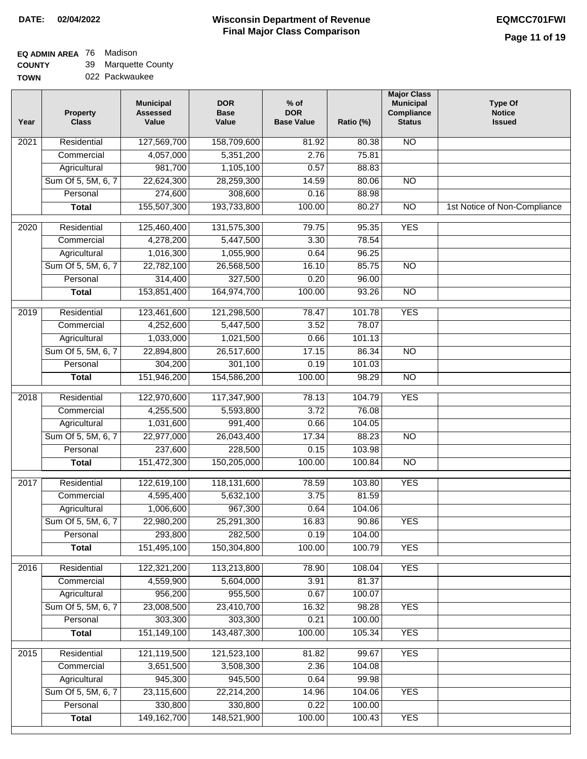**DATE: 02/04/2022**

# Wisconsin Department of Revenue
## Final Major Class Comparison

**EQMCC701FWI**

**EQ ADMIN AREA** 76 Madison
**COUNTY** 39 Marquette County
**TOWN** 022 Packwaukee

| Year | Property Class | Municipal Assessed Value | DOR Base Value | % of DOR Base Value | Ratio (%) | Major Class Municipal Compliance Status | Type Of Notice Issued |
|---|---|---|---|---|---|---|---|
| 2021 | Residential | 127,569,700 | 158,709,600 | 81.92 | 80.38 | NO | |
| | Commercial | 4,057,000 | 5,351,200 | 2.76 | 75.81 | | |
| | Agricultural | 981,700 | 1,105,100 | 0.57 | 88.83 | | |
| | Sum Of 5, 5M, 6, 7 | 22,624,300 | 28,259,300 | 14.59 | 80.06 | NO | |
| | Personal | 274,600 | 308,600 | 0.16 | 88.98 | | |
| | **Total** | 155,507,300 | 193,733,800 | 100.00 | 80.27 | NO | 1st Notice of Non-Compliance |
| 2020 | Residential | 125,460,400 | 131,575,300 | 79.75 | 95.35 | YES | |
| | Commercial | 4,278,200 | 5,447,500 | 3.30 | 78.54 | | |
| | Agricultural | 1,016,300 | 1,055,900 | 0.64 | 96.25 | | |
| | Sum Of 5, 5M, 6, 7 | 22,782,100 | 26,568,500 | 16.10 | 85.75 | NO | |
| | Personal | 314,400 | 327,500 | 0.20 | 96.00 | | |
| | **Total** | 153,851,400 | 164,974,700 | 100.00 | 93.26 | NO | |
| 2019 | Residential | 123,461,600 | 121,298,500 | 78.47 | 101.78 | YES | |
| | Commercial | 4,252,600 | 5,447,500 | 3.52 | 78.07 | | |
| | Agricultural | 1,033,000 | 1,021,500 | 0.66 | 101.13 | | |
| | Sum Of 5, 5M, 6, 7 | 22,894,800 | 26,517,600 | 17.15 | 86.34 | NO | |
| | Personal | 304,200 | 301,100 | 0.19 | 101.03 | | |
| | **Total** | 151,946,200 | 154,586,200 | 100.00 | 98.29 | NO | |
| 2018 | Residential | 122,970,600 | 117,347,900 | 78.13 | 104.79 | YES | |
| | Commercial | 4,255,500 | 5,593,800 | 3.72 | 76.08 | | |
| | Agricultural | 1,031,600 | 991,400 | 0.66 | 104.05 | | |
| | Sum Of 5, 5M, 6, 7 | 22,977,000 | 26,043,400 | 17.34 | 88.23 | NO | |
| | Personal | 237,600 | 228,500 | 0.15 | 103.98 | | |
| | **Total** | 151,472,300 | 150,205,000 | 100.00 | 100.84 | NO | |
| 2017 | Residential | 122,619,100 | 118,131,600 | 78.59 | 103.80 | YES | |
| | Commercial | 4,595,400 | 5,632,100 | 3.75 | 81.59 | | |
| | Agricultural | 1,006,600 | 967,300 | 0.64 | 104.06 | | |
| | Sum Of 5, 5M, 6, 7 | 22,980,200 | 25,291,300 | 16.83 | 90.86 | YES | |
| | Personal | 293,800 | 282,500 | 0.19 | 104.00 | | |
| | **Total** | 151,495,100 | 150,304,800 | 100.00 | 100.79 | YES | |
| 2016 | Residential | 122,321,200 | 113,213,800 | 78.90 | 108.04 | YES | |
| | Commercial | 4,559,900 | 5,604,000 | 3.91 | 81.37 | | |
| | Agricultural | 956,200 | 955,500 | 0.67 | 100.07 | | |
| | Sum Of 5, 5M, 6, 7 | 23,008,500 | 23,410,700 | 16.32 | 98.28 | YES | |
| | Personal | 303,300 | 303,300 | 0.21 | 100.00 | | |
| | **Total** | 151,149,100 | 143,487,300 | 100.00 | 105.34 | YES | |
| 2015 | Residential | 121,119,500 | 121,523,100 | 81.82 | 99.67 | YES | |
| | Commercial | 3,651,500 | 3,508,300 | 2.36 | 104.08 | | |
| | Agricultural | 945,300 | 945,500 | 0.64 | 99.98 | | |
| | Sum Of 5, 5M, 6, 7 | 23,115,600 | 22,214,200 | 14.96 | 104.06 | YES | |
| | Personal | 330,800 | 330,800 | 0.22 | 100.00 | | |
| | **Total** | 149,162,700 | 148,521,900 | 100.00 | 100.43 | YES | |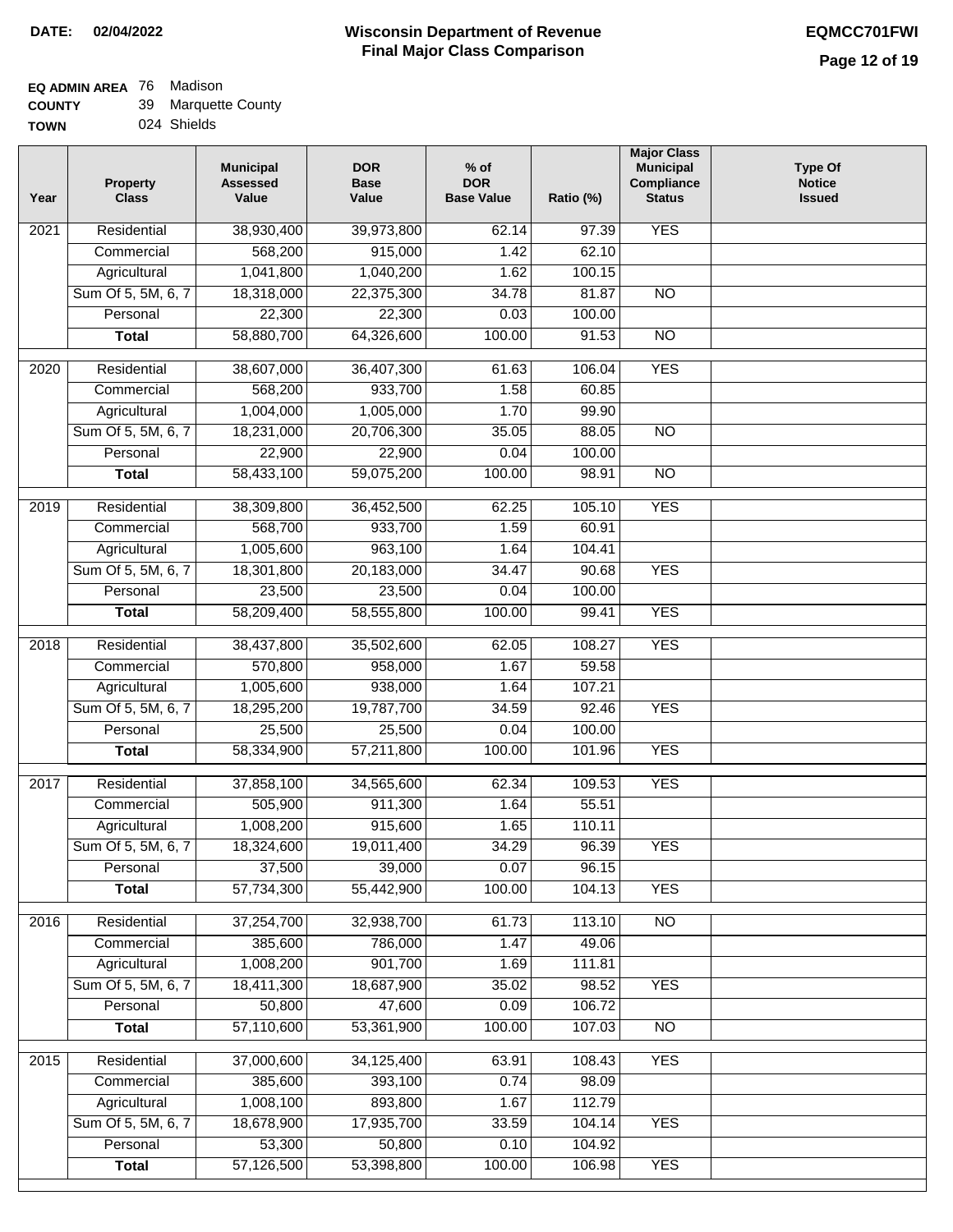**DATE: 02/04/2022**

# Wisconsin Department of Revenue
## Final Major Class Comparison

**EQMCC701FWI**

**EQ ADMIN AREA** 76 Madison
**COUNTY** 39 Marquette County
**TOWN** 024 Shields

| Year | Property Class | Municipal Assessed Value | DOR Base Value | % of DOR Base Value | Ratio (%) | Major Class Municipal Compliance Status | Type Of Notice Issued |
|---|---|---|---|---|---|---|---|
| 2021 | Residential | 38,930,400 | 39,973,800 | 62.14 | 97.39 | YES | |
| | Commercial | 568,200 | 915,000 | 1.42 | 62.10 | | |
| | Agricultural | 1,041,800 | 1,040,200 | 1.62 | 100.15 | | |
| | Sum Of 5, 5M, 6, 7 | 18,318,000 | 22,375,300 | 34.78 | 81.87 | NO | |
| | Personal | 22,300 | 22,300 | 0.03 | 100.00 | | |
| | **Total** | 58,880,700 | 64,326,600 | 100.00 | 91.53 | NO | |
| 2020 | Residential | 38,607,000 | 36,407,300 | 61.63 | 106.04 | YES | |
| | Commercial | 568,200 | 933,700 | 1.58 | 60.85 | | |
| | Agricultural | 1,004,000 | 1,005,000 | 1.70 | 99.90 | | |
| | Sum Of 5, 5M, 6, 7 | 18,231,000 | 20,706,300 | 35.05 | 88.05 | NO | |
| | Personal | 22,900 | 22,900 | 0.04 | 100.00 | | |
| | **Total** | 58,433,100 | 59,075,200 | 100.00 | 98.91 | NO | |
| 2019 | Residential | 38,309,800 | 36,452,500 | 62.25 | 105.10 | YES | |
| | Commercial | 568,700 | 933,700 | 1.59 | 60.91 | | |
| | Agricultural | 1,005,600 | 963,100 | 1.64 | 104.41 | | |
| | Sum Of 5, 5M, 6, 7 | 18,301,800 | 20,183,000 | 34.47 | 90.68 | YES | |
| | Personal | 23,500 | 23,500 | 0.04 | 100.00 | | |
| | **Total** | 58,209,400 | 58,555,800 | 100.00 | 99.41 | YES | |
| 2018 | Residential | 38,437,800 | 35,502,600 | 62.05 | 108.27 | YES | |
| | Commercial | 570,800 | 958,000 | 1.67 | 59.58 | | |
| | Agricultural | 1,005,600 | 938,000 | 1.64 | 107.21 | | |
| | Sum Of 5, 5M, 6, 7 | 18,295,200 | 19,787,700 | 34.59 | 92.46 | YES | |
| | Personal | 25,500 | 25,500 | 0.04 | 100.00 | | |
| | **Total** | 58,334,900 | 57,211,800 | 100.00 | 101.96 | YES | |
| 2017 | Residential | 37,858,100 | 34,565,600 | 62.34 | 109.53 | YES | |
| | Commercial | 505,900 | 911,300 | 1.64 | 55.51 | | |
| | Agricultural | 1,008,200 | 915,600 | 1.65 | 110.11 | | |
| | Sum Of 5, 5M, 6, 7 | 18,324,600 | 19,011,400 | 34.29 | 96.39 | YES | |
| | Personal | 37,500 | 39,000 | 0.07 | 96.15 | | |
| | **Total** | 57,734,300 | 55,442,900 | 100.00 | 104.13 | YES | |
| 2016 | Residential | 37,254,700 | 32,938,700 | 61.73 | 113.10 | NO | |
| | Commercial | 385,600 | 786,000 | 1.47 | 49.06 | | |
| | Agricultural | 1,008,200 | 901,700 | 1.69 | 111.81 | | |
| | Sum Of 5, 5M, 6, 7 | 18,411,300 | 18,687,900 | 35.02 | 98.52 | YES | |
| | Personal | 50,800 | 47,600 | 0.09 | 106.72 | | |
| | **Total** | 57,110,600 | 53,361,900 | 100.00 | 107.03 | NO | |
| 2015 | Residential | 37,000,600 | 34,125,400 | 63.91 | 108.43 | YES | |
| | Commercial | 385,600 | 393,100 | 0.74 | 98.09 | | |
| | Agricultural | 1,008,100 | 893,800 | 1.67 | 112.79 | | |
| | Sum Of 5, 5M, 6, 7 | 18,678,900 | 17,935,700 | 33.59 | 104.14 | YES | |
| | Personal | 53,300 | 50,800 | 0.10 | 104.92 | | |
| | **Total** | 57,126,500 | 53,398,800 | 100.00 | 106.98 | YES | |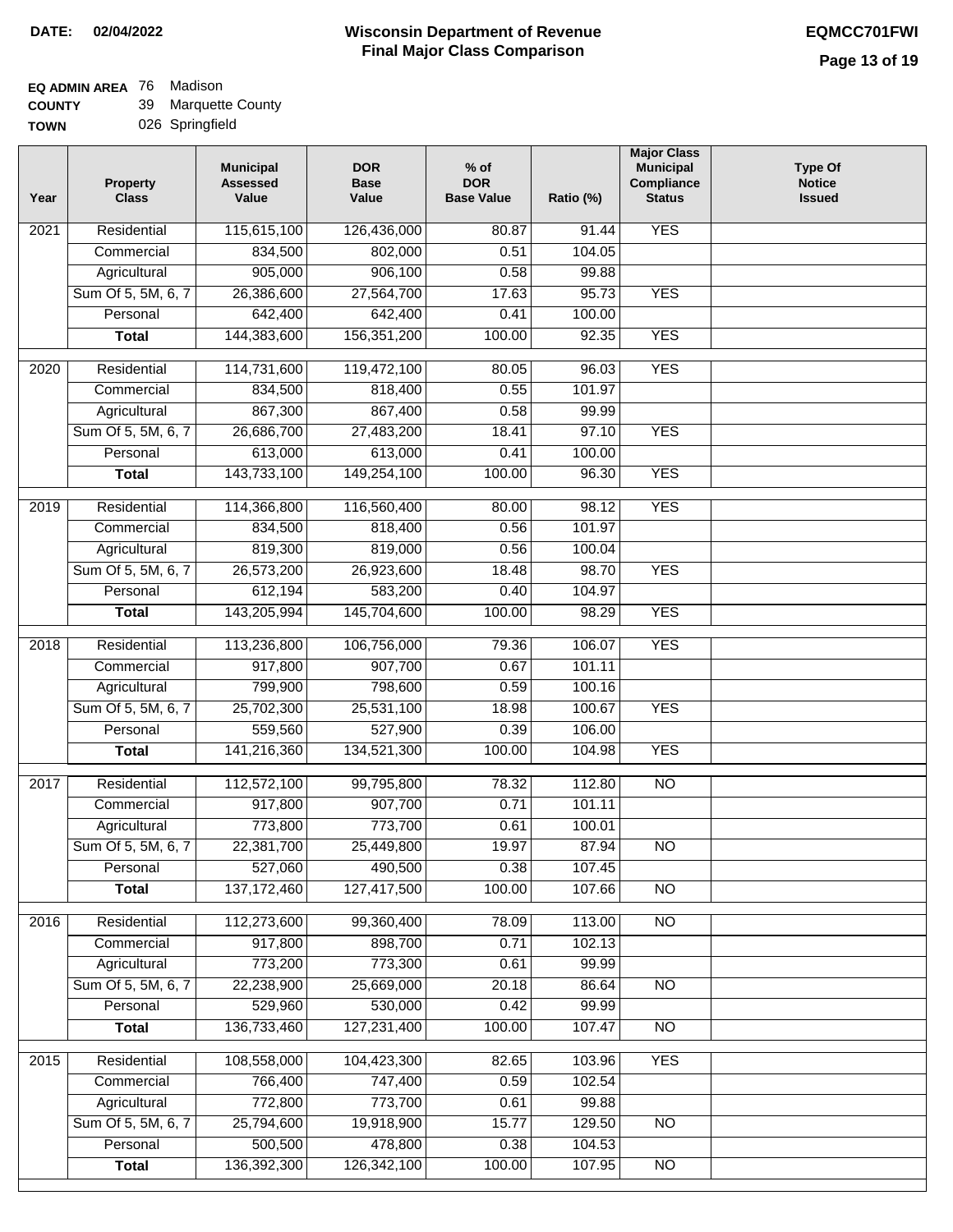**DATE: 02/04/2022**

# Wisconsin Department of Revenue
## Final Major Class Comparison

**EQMCC701FWI**

**EQ ADMIN AREA** 76 Madison
**COUNTY** 39 Marquette County
**TOWN** 026 Springfield

| Year | Property Class | Municipal Assessed Value | DOR Base Value | % of DOR Base Value | Ratio (%) | Major Class Municipal Compliance Status | Type Of Notice Issued |
|---|---|---|---|---|---|---|---|
| 2021 | Residential | 115,615,100 | 126,436,000 | 80.87 | 91.44 | YES | |
| | Commercial | 834,500 | 802,000 | 0.51 | 104.05 | | |
| | Agricultural | 905,000 | 906,100 | 0.58 | 99.88 | | |
| | Sum Of 5, 5M, 6, 7 | 26,386,600 | 27,564,700 | 17.63 | 95.73 | YES | |
| | Personal | 642,400 | 642,400 | 0.41 | 100.00 | | |
| | **Total** | 144,383,600 | 156,351,200 | 100.00 | 92.35 | YES | |
| 2020 | Residential | 114,731,600 | 119,472,100 | 80.05 | 96.03 | YES | |
| | Commercial | 834,500 | 818,400 | 0.55 | 101.97 | | |
| | Agricultural | 867,300 | 867,400 | 0.58 | 99.99 | | |
| | Sum Of 5, 5M, 6, 7 | 26,686,700 | 27,483,200 | 18.41 | 97.10 | YES | |
| | Personal | 613,000 | 613,000 | 0.41 | 100.00 | | |
| | **Total** | 143,733,100 | 149,254,100 | 100.00 | 96.30 | YES | |
| 2019 | Residential | 114,366,800 | 116,560,400 | 80.00 | 98.12 | YES | |
| | Commercial | 834,500 | 818,400 | 0.56 | 101.97 | | |
| | Agricultural | 819,300 | 819,000 | 0.56 | 100.04 | | |
| | Sum Of 5, 5M, 6, 7 | 26,573,200 | 26,923,600 | 18.48 | 98.70 | YES | |
| | Personal | 612,194 | 583,200 | 0.40 | 104.97 | | |
| | **Total** | 143,205,994 | 145,704,600 | 100.00 | 98.29 | YES | |
| 2018 | Residential | 113,236,800 | 106,756,000 | 79.36 | 106.07 | YES | |
| | Commercial | 917,800 | 907,700 | 0.67 | 101.11 | | |
| | Agricultural | 799,900 | 798,600 | 0.59 | 100.16 | | |
| | Sum Of 5, 5M, 6, 7 | 25,702,300 | 25,531,100 | 18.98 | 100.67 | YES | |
| | Personal | 559,560 | 527,900 | 0.39 | 106.00 | | |
| | **Total** | 141,216,360 | 134,521,300 | 100.00 | 104.98 | YES | |
| 2017 | Residential | 112,572,100 | 99,795,800 | 78.32 | 112.80 | NO | |
| | Commercial | 917,800 | 907,700 | 0.71 | 101.11 | | |
| | Agricultural | 773,800 | 773,700 | 0.61 | 100.01 | | |
| | Sum Of 5, 5M, 6, 7 | 22,381,700 | 25,449,800 | 19.97 | 87.94 | NO | |
| | Personal | 527,060 | 490,500 | 0.38 | 107.45 | | |
| | **Total** | 137,172,460 | 127,417,500 | 100.00 | 107.66 | NO | |
| 2016 | Residential | 112,273,600 | 99,360,400 | 78.09 | 113.00 | NO | |
| | Commercial | 917,800 | 898,700 | 0.71 | 102.13 | | |
| | Agricultural | 773,200 | 773,300 | 0.61 | 99.99 | | |
| | Sum Of 5, 5M, 6, 7 | 22,238,900 | 25,669,000 | 20.18 | 86.64 | NO | |
| | Personal | 529,960 | 530,000 | 0.42 | 99.99 | | |
| | **Total** | 136,733,460 | 127,231,400 | 100.00 | 107.47 | NO | |
| 2015 | Residential | 108,558,000 | 104,423,300 | 82.65 | 103.96 | YES | |
| | Commercial | 766,400 | 747,400 | 0.59 | 102.54 | | |
| | Agricultural | 772,800 | 773,700 | 0.61 | 99.88 | | |
| | Sum Of 5, 5M, 6, 7 | 25,794,600 | 19,918,900 | 15.77 | 129.50 | NO | |
| | Personal | 500,500 | 478,800 | 0.38 | 104.53 | | |
| | **Total** | 136,392,300 | 126,342,100 | 100.00 | 107.95 | NO | |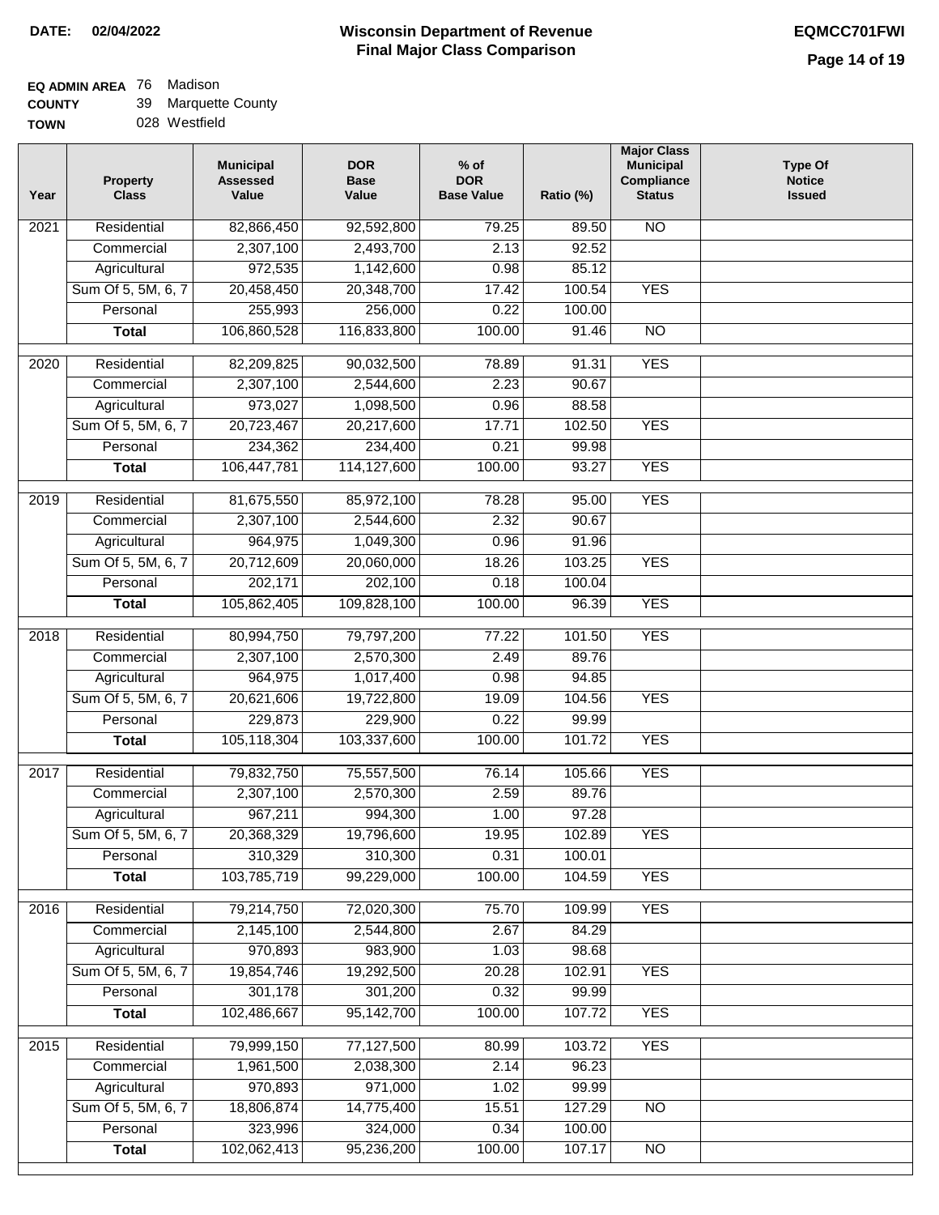**DATE: 02/04/2022**

# Wisconsin Department of Revenue
## Final Major Class Comparison

**EQMCC701FWI**

**EQ ADMIN AREA** 76 Madison
**COUNTY** 39 Marquette County
**TOWN** 028 Westfield

| Year | Property Class | Municipal Assessed Value | DOR Base Value | % of DOR Base Value | Ratio (%) | Major Class Municipal Compliance Status | Type Of Notice Issued |
|---|---|---|---|---|---|---|---|
| 2021 | Residential | 82,866,450 | 92,592,800 | 79.25 | 89.50 | NO | |
| | Commercial | 2,307,100 | 2,493,700 | 2.13 | 92.52 | | |
| | Agricultural | 972,535 | 1,142,600 | 0.98 | 85.12 | | |
| | Sum Of 5, 5M, 6, 7 | 20,458,450 | 20,348,700 | 17.42 | 100.54 | YES | |
| | Personal | 255,993 | 256,000 | 0.22 | 100.00 | | |
| | **Total** | 106,860,528 | 116,833,800 | 100.00 | 91.46 | NO | |
| 2020 | Residential | 82,209,825 | 90,032,500 | 78.89 | 91.31 | YES | |
| | Commercial | 2,307,100 | 2,544,600 | 2.23 | 90.67 | | |
| | Agricultural | 973,027 | 1,098,500 | 0.96 | 88.58 | | |
| | Sum Of 5, 5M, 6, 7 | 20,723,467 | 20,217,600 | 17.71 | 102.50 | YES | |
| | Personal | 234,362 | 234,400 | 0.21 | 99.98 | | |
| | **Total** | 106,447,781 | 114,127,600 | 100.00 | 93.27 | YES | |
| 2019 | Residential | 81,675,550 | 85,972,100 | 78.28 | 95.00 | YES | |
| | Commercial | 2,307,100 | 2,544,600 | 2.32 | 90.67 | | |
| | Agricultural | 964,975 | 1,049,300 | 0.96 | 91.96 | | |
| | Sum Of 5, 5M, 6, 7 | 20,712,609 | 20,060,000 | 18.26 | 103.25 | YES | |
| | Personal | 202,171 | 202,100 | 0.18 | 100.04 | | |
| | **Total** | 105,862,405 | 109,828,100 | 100.00 | 96.39 | YES | |
| 2018 | Residential | 80,994,750 | 79,797,200 | 77.22 | 101.50 | YES | |
| | Commercial | 2,307,100 | 2,570,300 | 2.49 | 89.76 | | |
| | Agricultural | 964,975 | 1,017,400 | 0.98 | 94.85 | | |
| | Sum Of 5, 5M, 6, 7 | 20,621,606 | 19,722,800 | 19.09 | 104.56 | YES | |
| | Personal | 229,873 | 229,900 | 0.22 | 99.99 | | |
| | **Total** | 105,118,304 | 103,337,600 | 100.00 | 101.72 | YES | |
| 2017 | Residential | 79,832,750 | 75,557,500 | 76.14 | 105.66 | YES | |
| | Commercial | 2,307,100 | 2,570,300 | 2.59 | 89.76 | | |
| | Agricultural | 967,211 | 994,300 | 1.00 | 97.28 | | |
| | Sum Of 5, 5M, 6, 7 | 20,368,329 | 19,796,600 | 19.95 | 102.89 | YES | |
| | Personal | 310,329 | 310,300 | 0.31 | 100.01 | | |
| | **Total** | 103,785,719 | 99,229,000 | 100.00 | 104.59 | YES | |
| 2016 | Residential | 79,214,750 | 72,020,300 | 75.70 | 109.99 | YES | |
| | Commercial | 2,145,100 | 2,544,800 | 2.67 | 84.29 | | |
| | Agricultural | 970,893 | 983,900 | 1.03 | 98.68 | | |
| | Sum Of 5, 5M, 6, 7 | 19,854,746 | 19,292,500 | 20.28 | 102.91 | YES | |
| | Personal | 301,178 | 301,200 | 0.32 | 99.99 | | |
| | **Total** | 102,486,667 | 95,142,700 | 100.00 | 107.72 | YES | |
| 2015 | Residential | 79,999,150 | 77,127,500 | 80.99 | 103.72 | YES | |
| | Commercial | 1,961,500 | 2,038,300 | 2.14 | 96.23 | | |
| | Agricultural | 970,893 | 971,000 | 1.02 | 99.99 | | |
| | Sum Of 5, 5M, 6, 7 | 18,806,874 | 14,775,400 | 15.51 | 127.29 | NO | |
| | Personal | 323,996 | 324,000 | 0.34 | 100.00 | | |
| | **Total** | 102,062,413 | 95,236,200 | 100.00 | 107.17 | NO | |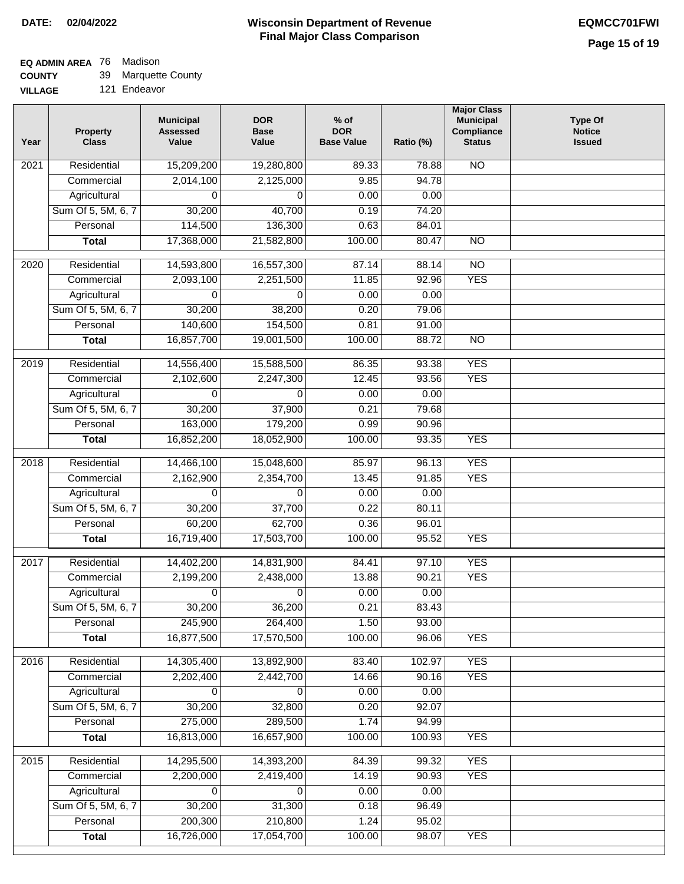**DATE:** 02/04/2022

# Wisconsin Department of Revenue
## Final Major Class Comparison

**EQMCC701FWI**

**EQ ADMIN AREA** 76 Madison
**COUNTY** 39 Marquette County
**VILLAGE** 121 Endeavor

| Year | Property Class | Municipal Assessed Value | DOR Base Value | % of DOR Base Value | Ratio (%) | Major Class Municipal Compliance Status | Type Of Notice Issued |
|---|---|---|---|---|---|---|---|
| 2021 | Residential | 15,209,200 | 19,280,800 | 89.33 | 78.88 | NO | |
| | Commercial | 2,014,100 | 2,125,000 | 9.85 | 94.78 | | |
| | Agricultural | 0 | 0 | 0.00 | 0.00 | | |
| | Sum Of 5, 5M, 6, 7 | 30,200 | 40,700 | 0.19 | 74.20 | | |
| | Personal | 114,500 | 136,300 | 0.63 | 84.01 | | |
| | **Total** | 17,368,000 | 21,582,800 | 100.00 | 80.47 | NO | |
| 2020 | Residential | 14,593,800 | 16,557,300 | 87.14 | 88.14 | NO | |
| | Commercial | 2,093,100 | 2,251,500 | 11.85 | 92.96 | YES | |
| | Agricultural | 0 | 0 | 0.00 | 0.00 | | |
| | Sum Of 5, 5M, 6, 7 | 30,200 | 38,200 | 0.20 | 79.06 | | |
| | Personal | 140,600 | 154,500 | 0.81 | 91.00 | | |
| | **Total** | 16,857,700 | 19,001,500 | 100.00 | 88.72 | NO | |
| 2019 | Residential | 14,556,400 | 15,588,500 | 86.35 | 93.38 | YES | |
| | Commercial | 2,102,600 | 2,247,300 | 12.45 | 93.56 | YES | |
| | Agricultural | 0 | 0 | 0.00 | 0.00 | | |
| | Sum Of 5, 5M, 6, 7 | 30,200 | 37,900 | 0.21 | 79.68 | | |
| | Personal | 163,000 | 179,200 | 0.99 | 90.96 | | |
| | **Total** | 16,852,200 | 18,052,900 | 100.00 | 93.35 | YES | |
| 2018 | Residential | 14,466,100 | 15,048,600 | 85.97 | 96.13 | YES | |
| | Commercial | 2,162,900 | 2,354,700 | 13.45 | 91.85 | YES | |
| | Agricultural | 0 | 0 | 0.00 | 0.00 | | |
| | Sum Of 5, 5M, 6, 7 | 30,200 | 37,700 | 0.22 | 80.11 | | |
| | Personal | 60,200 | 62,700 | 0.36 | 96.01 | | |
| | **Total** | 16,719,400 | 17,503,700 | 100.00 | 95.52 | YES | |
| 2017 | Residential | 14,402,200 | 14,831,900 | 84.41 | 97.10 | YES | |
| | Commercial | 2,199,200 | 2,438,000 | 13.88 | 90.21 | YES | |
| | Agricultural | 0 | 0 | 0.00 | 0.00 | | |
| | Sum Of 5, 5M, 6, 7 | 30,200 | 36,200 | 0.21 | 83.43 | | |
| | Personal | 245,900 | 264,400 | 1.50 | 93.00 | | |
| | **Total** | 16,877,500 | 17,570,500 | 100.00 | 96.06 | YES | |
| 2016 | Residential | 14,305,400 | 13,892,900 | 83.40 | 102.97 | YES | |
| | Commercial | 2,202,400 | 2,442,700 | 14.66 | 90.16 | YES | |
| | Agricultural | 0 | 0 | 0.00 | 0.00 | | |
| | Sum Of 5, 5M, 6, 7 | 30,200 | 32,800 | 0.20 | 92.07 | | |
| | Personal | 275,000 | 289,500 | 1.74 | 94.99 | | |
| | **Total** | 16,813,000 | 16,657,900 | 100.00 | 100.93 | YES | |
| 2015 | Residential | 14,295,500 | 14,393,200 | 84.39 | 99.32 | YES | |
| | Commercial | 2,200,000 | 2,419,400 | 14.19 | 90.93 | YES | |
| | Agricultural | 0 | 0 | 0.00 | 0.00 | | |
| | Sum Of 5, 5M, 6, 7 | 30,200 | 31,300 | 0.18 | 96.49 | | |
| | Personal | 200,300 | 210,800 | 1.24 | 95.02 | | |
| | **Total** | 16,726,000 | 17,054,700 | 100.00 | 98.07 | YES | |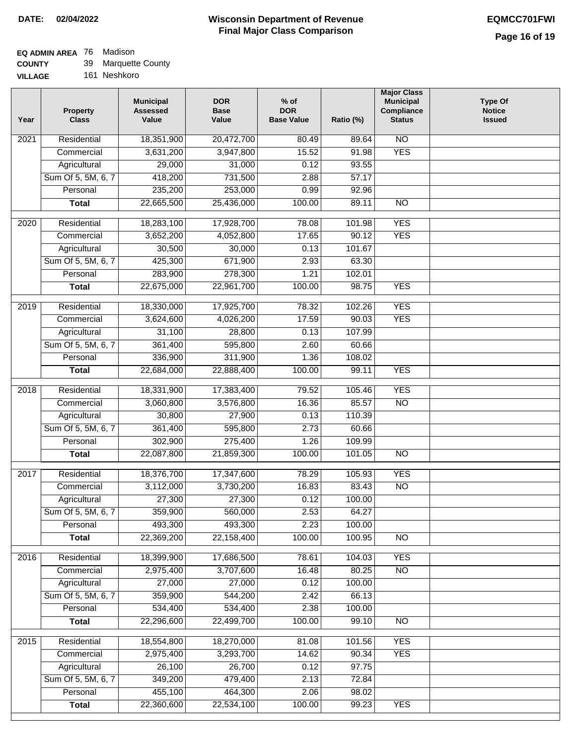**DATE: 02/04/2022**

# Wisconsin Department of Revenue
## Final Major Class Comparison

**EQMCC701FWI**

**EQ ADMIN AREA** 76 Madison
**COUNTY** 39 Marquette County
**VILLAGE** 161 Neshkoro

| Year | Property Class | Municipal Assessed Value | DOR Base Value | % of DOR Base Value | Ratio (%) | Major Class Municipal Compliance Status | Type Of Notice Issued |
|---|---|---|---|---|---|---|---|
| 2021 | Residential | 18,351,900 | 20,472,700 | 80.49 | 89.64 | NO | |
| | Commercial | 3,631,200 | 3,947,800 | 15.52 | 91.98 | YES | |
| | Agricultural | 29,000 | 31,000 | 0.12 | 93.55 | | |
| | Sum Of 5, 5M, 6, 7 | 418,200 | 731,500 | 2.88 | 57.17 | | |
| | Personal | 235,200 | 253,000 | 0.99 | 92.96 | | |
| | **Total** | 22,665,500 | 25,436,000 | 100.00 | 89.11 | NO | |
| 2020 | Residential | 18,283,100 | 17,928,700 | 78.08 | 101.98 | YES | |
| | Commercial | 3,652,200 | 4,052,800 | 17.65 | 90.12 | YES | |
| | Agricultural | 30,500 | 30,000 | 0.13 | 101.67 | | |
| | Sum Of 5, 5M, 6, 7 | 425,300 | 671,900 | 2.93 | 63.30 | | |
| | Personal | 283,900 | 278,300 | 1.21 | 102.01 | | |
| | **Total** | 22,675,000 | 22,961,700 | 100.00 | 98.75 | YES | |
| 2019 | Residential | 18,330,000 | 17,925,700 | 78.32 | 102.26 | YES | |
| | Commercial | 3,624,600 | 4,026,200 | 17.59 | 90.03 | YES | |
| | Agricultural | 31,100 | 28,800 | 0.13 | 107.99 | | |
| | Sum Of 5, 5M, 6, 7 | 361,400 | 595,800 | 2.60 | 60.66 | | |
| | Personal | 336,900 | 311,900 | 1.36 | 108.02 | | |
| | **Total** | 22,684,000 | 22,888,400 | 100.00 | 99.11 | YES | |
| 2018 | Residential | 18,331,900 | 17,383,400 | 79.52 | 105.46 | YES | |
| | Commercial | 3,060,800 | 3,576,800 | 16.36 | 85.57 | NO | |
| | Agricultural | 30,800 | 27,900 | 0.13 | 110.39 | | |
| | Sum Of 5, 5M, 6, 7 | 361,400 | 595,800 | 2.73 | 60.66 | | |
| | Personal | 302,900 | 275,400 | 1.26 | 109.99 | | |
| | **Total** | 22,087,800 | 21,859,300 | 100.00 | 101.05 | NO | |
| 2017 | Residential | 18,376,700 | 17,347,600 | 78.29 | 105.93 | YES | |
| | Commercial | 3,112,000 | 3,730,200 | 16.83 | 83.43 | NO | |
| | Agricultural | 27,300 | 27,300 | 0.12 | 100.00 | | |
| | Sum Of 5, 5M, 6, 7 | 359,900 | 560,000 | 2.53 | 64.27 | | |
| | Personal | 493,300 | 493,300 | 2.23 | 100.00 | | |
| | **Total** | 22,369,200 | 22,158,400 | 100.00 | 100.95 | NO | |
| 2016 | Residential | 18,399,900 | 17,686,500 | 78.61 | 104.03 | YES | |
| | Commercial | 2,975,400 | 3,707,600 | 16.48 | 80.25 | NO | |
| | Agricultural | 27,000 | 27,000 | 0.12 | 100.00 | | |
| | Sum Of 5, 5M, 6, 7 | 359,900 | 544,200 | 2.42 | 66.13 | | |
| | Personal | 534,400 | 534,400 | 2.38 | 100.00 | | |
| | **Total** | 22,296,600 | 22,499,700 | 100.00 | 99.10 | NO | |
| 2015 | Residential | 18,554,800 | 18,270,000 | 81.08 | 101.56 | YES | |
| | Commercial | 2,975,400 | 3,293,700 | 14.62 | 90.34 | YES | |
| | Agricultural | 26,100 | 26,700 | 0.12 | 97.75 | | |
| | Sum Of 5, 5M, 6, 7 | 349,200 | 479,400 | 2.13 | 72.84 | | |
| | Personal | 455,100 | 464,300 | 2.06 | 98.02 | | |
| | **Total** | 22,360,600 | 22,534,100 | 100.00 | 99.23 | YES | |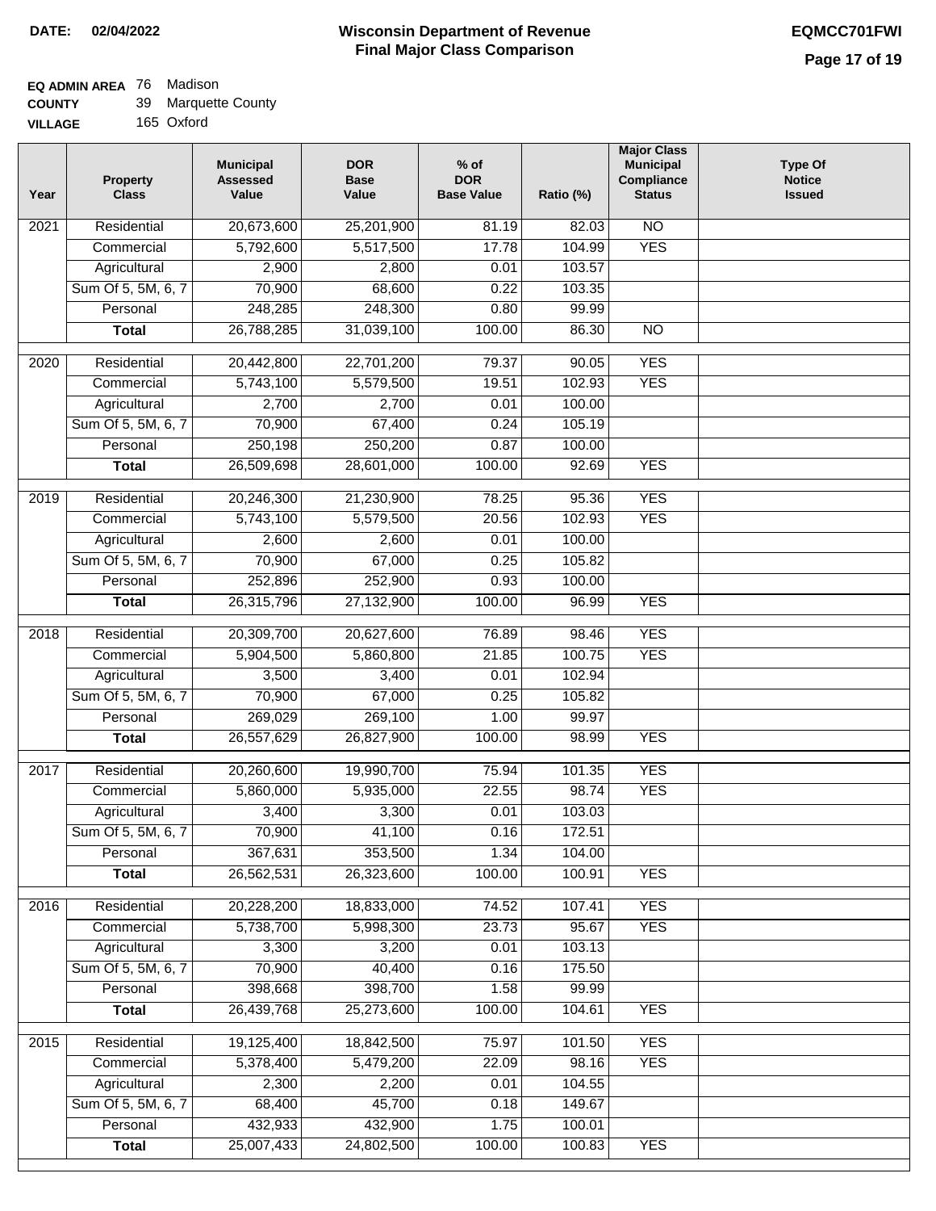**DATE:** 02/04/2022

# Wisconsin Department of Revenue
## Final Major Class Comparison

**EQMCC701FWI**

**EQ ADMIN AREA** 76 Madison
**COUNTY** 39 Marquette County
**VILLAGE** 165 Oxford

| Year | Property Class | Municipal Assessed Value | DOR Base Value | % of DOR Base Value | Ratio (%) | Major Class Municipal Compliance Status | Type Of Notice Issued |
|---|---|---|---|---|---|---|---|
| 2021 | Residential | 20,673,600 | 25,201,900 | 81.19 | 82.03 | NO | |
| | Commercial | 5,792,600 | 5,517,500 | 17.78 | 104.99 | YES | |
| | Agricultural | 2,900 | 2,800 | 0.01 | 103.57 | | |
| | Sum Of 5, 5M, 6, 7 | 70,900 | 68,600 | 0.22 | 103.35 | | |
| | Personal | 248,285 | 248,300 | 0.80 | 99.99 | | |
| | **Total** | 26,788,285 | 31,039,100 | 100.00 | 86.30 | NO | |
| 2020 | Residential | 20,442,800 | 22,701,200 | 79.37 | 90.05 | YES | |
| | Commercial | 5,743,100 | 5,579,500 | 19.51 | 102.93 | YES | |
| | Agricultural | 2,700 | 2,700 | 0.01 | 100.00 | | |
| | Sum Of 5, 5M, 6, 7 | 70,900 | 67,400 | 0.24 | 105.19 | | |
| | Personal | 250,198 | 250,200 | 0.87 | 100.00 | | |
| | **Total** | 26,509,698 | 28,601,000 | 100.00 | 92.69 | YES | |
| 2019 | Residential | 20,246,300 | 21,230,900 | 78.25 | 95.36 | YES | |
| | Commercial | 5,743,100 | 5,579,500 | 20.56 | 102.93 | YES | |
| | Agricultural | 2,600 | 2,600 | 0.01 | 100.00 | | |
| | Sum Of 5, 5M, 6, 7 | 70,900 | 67,000 | 0.25 | 105.82 | | |
| | Personal | 252,896 | 252,900 | 0.93 | 100.00 | | |
| | **Total** | 26,315,796 | 27,132,900 | 100.00 | 96.99 | YES | |
| 2018 | Residential | 20,309,700 | 20,627,600 | 76.89 | 98.46 | YES | |
| | Commercial | 5,904,500 | 5,860,800 | 21.85 | 100.75 | YES | |
| | Agricultural | 3,500 | 3,400 | 0.01 | 102.94 | | |
| | Sum Of 5, 5M, 6, 7 | 70,900 | 67,000 | 0.25 | 105.82 | | |
| | Personal | 269,029 | 269,100 | 1.00 | 99.97 | | |
| | **Total** | 26,557,629 | 26,827,900 | 100.00 | 98.99 | YES | |
| 2017 | Residential | 20,260,600 | 19,990,700 | 75.94 | 101.35 | YES | |
| | Commercial | 5,860,000 | 5,935,000 | 22.55 | 98.74 | YES | |
| | Agricultural | 3,400 | 3,300 | 0.01 | 103.03 | | |
| | Sum Of 5, 5M, 6, 7 | 70,900 | 41,100 | 0.16 | 172.51 | | |
| | Personal | 367,631 | 353,500 | 1.34 | 104.00 | | |
| | **Total** | 26,562,531 | 26,323,600 | 100.00 | 100.91 | YES | |
| 2016 | Residential | 20,228,200 | 18,833,000 | 74.52 | 107.41 | YES | |
| | Commercial | 5,738,700 | 5,998,300 | 23.73 | 95.67 | YES | |
| | Agricultural | 3,300 | 3,200 | 0.01 | 103.13 | | |
| | Sum Of 5, 5M, 6, 7 | 70,900 | 40,400 | 0.16 | 175.50 | | |
| | Personal | 398,668 | 398,700 | 1.58 | 99.99 | | |
| | **Total** | 26,439,768 | 25,273,600 | 100.00 | 104.61 | YES | |
| 2015 | Residential | 19,125,400 | 18,842,500 | 75.97 | 101.50 | YES | |
| | Commercial | 5,378,400 | 5,479,200 | 22.09 | 98.16 | YES | |
| | Agricultural | 2,300 | 2,200 | 0.01 | 104.55 | | |
| | Sum Of 5, 5M, 6, 7 | 68,400 | 45,700 | 0.18 | 149.67 | | |
| | Personal | 432,933 | 432,900 | 1.75 | 100.01 | | |
| | **Total** | 25,007,433 | 24,802,500 | 100.00 | 100.83 | YES | |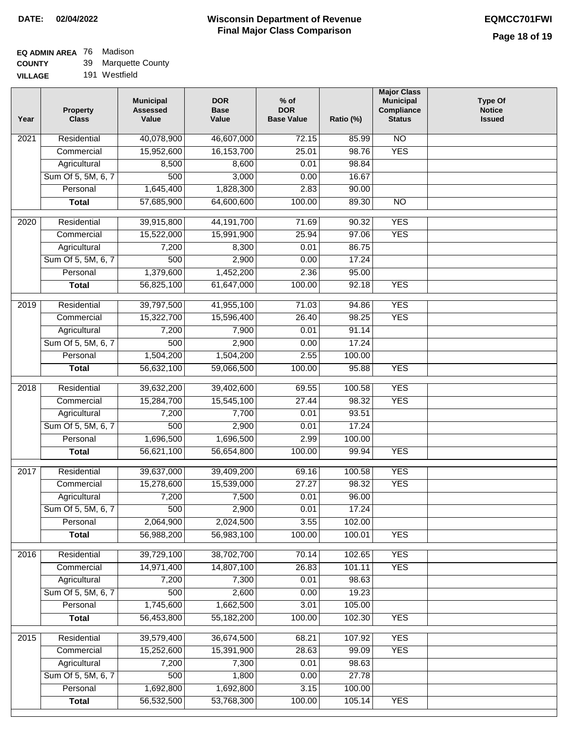**DATE: 02/04/2022**

# Wisconsin Department of Revenue Final Major Class Comparison

**EQMCC701FWI**

**EQ ADMIN AREA** 76 Madison
**COUNTY** 39 Marquette County
**VILLAGE** 191 Westfield

| Year | Property Class | Municipal Assessed Value | DOR Base Value | % of DOR Base Value | Ratio (%) | Major Class Municipal Compliance Status | Type Of Notice Issued |
|---|---|---|---|---|---|---|---|
| 2021 | Residential | 40,078,900 | 46,607,000 | 72.15 | 85.99 | NO | |
| | Commercial | 15,952,600 | 16,153,700 | 25.01 | 98.76 | YES | |
| | Agricultural | 8,500 | 8,600 | 0.01 | 98.84 | | |
| | Sum Of 5, 5M, 6, 7 | 500 | 3,000 | 0.00 | 16.67 | | |
| | Personal | 1,645,400 | 1,828,300 | 2.83 | 90.00 | | |
| | **Total** | 57,685,900 | 64,600,600 | 100.00 | 89.30 | NO | |
| 2020 | Residential | 39,915,800 | 44,191,700 | 71.69 | 90.32 | YES | |
| | Commercial | 15,522,000 | 15,991,900 | 25.94 | 97.06 | YES | |
| | Agricultural | 7,200 | 8,300 | 0.01 | 86.75 | | |
| | Sum Of 5, 5M, 6, 7 | 500 | 2,900 | 0.00 | 17.24 | | |
| | Personal | 1,379,600 | 1,452,200 | 2.36 | 95.00 | | |
| | **Total** | 56,825,100 | 61,647,000 | 100.00 | 92.18 | YES | |
| 2019 | Residential | 39,797,500 | 41,955,100 | 71.03 | 94.86 | YES | |
| | Commercial | 15,322,700 | 15,596,400 | 26.40 | 98.25 | YES | |
| | Agricultural | 7,200 | 7,900 | 0.01 | 91.14 | | |
| | Sum Of 5, 5M, 6, 7 | 500 | 2,900 | 0.00 | 17.24 | | |
| | Personal | 1,504,200 | 1,504,200 | 2.55 | 100.00 | | |
| | **Total** | 56,632,100 | 59,066,500 | 100.00 | 95.88 | YES | |
| 2018 | Residential | 39,632,200 | 39,402,600 | 69.55 | 100.58 | YES | |
| | Commercial | 15,284,700 | 15,545,100 | 27.44 | 98.32 | YES | |
| | Agricultural | 7,200 | 7,700 | 0.01 | 93.51 | | |
| | Sum Of 5, 5M, 6, 7 | 500 | 2,900 | 0.01 | 17.24 | | |
| | Personal | 1,696,500 | 1,696,500 | 2.99 | 100.00 | | |
| | **Total** | 56,621,100 | 56,654,800 | 100.00 | 99.94 | YES | |
| 2017 | Residential | 39,637,000 | 39,409,200 | 69.16 | 100.58 | YES | |
| | Commercial | 15,278,600 | 15,539,000 | 27.27 | 98.32 | YES | |
| | Agricultural | 7,200 | 7,500 | 0.01 | 96.00 | | |
| | Sum Of 5, 5M, 6, 7 | 500 | 2,900 | 0.01 | 17.24 | | |
| | Personal | 2,064,900 | 2,024,500 | 3.55 | 102.00 | | |
| | **Total** | 56,988,200 | 56,983,100 | 100.00 | 100.01 | YES | |
| 2016 | Residential | 39,729,100 | 38,702,700 | 70.14 | 102.65 | YES | |
| | Commercial | 14,971,400 | 14,807,100 | 26.83 | 101.11 | YES | |
| | Agricultural | 7,200 | 7,300 | 0.01 | 98.63 | | |
| | Sum Of 5, 5M, 6, 7 | 500 | 2,600 | 0.00 | 19.23 | | |
| | Personal | 1,745,600 | 1,662,500 | 3.01 | 105.00 | | |
| | **Total** | 56,453,800 | 55,182,200 | 100.00 | 102.30 | YES | |
| 2015 | Residential | 39,579,400 | 36,674,500 | 68.21 | 107.92 | YES | |
| | Commercial | 15,252,600 | 15,391,900 | 28.63 | 99.09 | YES | |
| | Agricultural | 7,200 | 7,300 | 0.01 | 98.63 | | |
| | Sum Of 5, 5M, 6, 7 | 500 | 1,800 | 0.00 | 27.78 | | |
| | Personal | 1,692,800 | 1,692,800 | 3.15 | 100.00 | | |
| | **Total** | 56,532,500 | 53,768,300 | 100.00 | 105.14 | YES | |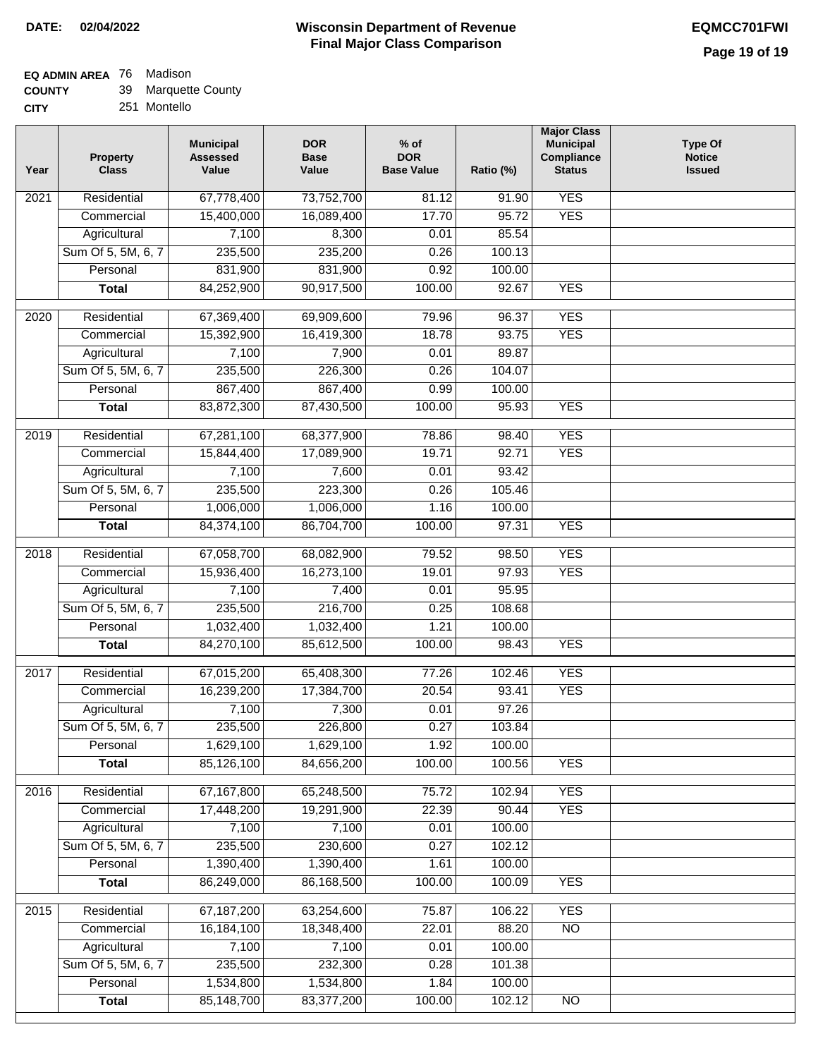**DATE:** 02/04/2022

# Wisconsin Department of Revenue
## Final Major Class Comparison

**EQMCC701FWI**

**EQ ADMIN AREA** 76 Madison
**COUNTY** 39 Marquette County
**CITY** 251 Montello

| Year | Property Class | Municipal Assessed Value | DOR Base Value | % of DOR Base Value | Ratio (%) | Major Class Municipal Compliance Status | Type Of Notice Issued |
|---|---|---|---|---|---|---|---|
| 2021 | Residential | 67,778,400 | 73,752,700 | 81.12 | 91.90 | YES | |
| | Commercial | 15,400,000 | 16,089,400 | 17.70 | 95.72 | YES | |
| | Agricultural | 7,100 | 8,300 | 0.01 | 85.54 | | |
| | Sum Of 5, 5M, 6, 7 | 235,500 | 235,200 | 0.26 | 100.13 | | |
| | Personal | 831,900 | 831,900 | 0.92 | 100.00 | | |
| | **Total** | 84,252,900 | 90,917,500 | 100.00 | 92.67 | YES | |
| 2020 | Residential | 67,369,400 | 69,909,600 | 79.96 | 96.37 | YES | |
| | Commercial | 15,392,900 | 16,419,300 | 18.78 | 93.75 | YES | |
| | Agricultural | 7,100 | 7,900 | 0.01 | 89.87 | | |
| | Sum Of 5, 5M, 6, 7 | 235,500 | 226,300 | 0.26 | 104.07 | | |
| | Personal | 867,400 | 867,400 | 0.99 | 100.00 | | |
| | **Total** | 83,872,300 | 87,430,500 | 100.00 | 95.93 | YES | |
| 2019 | Residential | 67,281,100 | 68,377,900 | 78.86 | 98.40 | YES | |
| | Commercial | 15,844,400 | 17,089,900 | 19.71 | 92.71 | YES | |
| | Agricultural | 7,100 | 7,600 | 0.01 | 93.42 | | |
| | Sum Of 5, 5M, 6, 7 | 235,500 | 223,300 | 0.26 | 105.46 | | |
| | Personal | 1,006,000 | 1,006,000 | 1.16 | 100.00 | | |
| | **Total** | 84,374,100 | 86,704,700 | 100.00 | 97.31 | YES | |
| 2018 | Residential | 67,058,700 | 68,082,900 | 79.52 | 98.50 | YES | |
| | Commercial | 15,936,400 | 16,273,100 | 19.01 | 97.93 | YES | |
| | Agricultural | 7,100 | 7,400 | 0.01 | 95.95 | | |
| | Sum Of 5, 5M, 6, 7 | 235,500 | 216,700 | 0.25 | 108.68 | | |
| | Personal | 1,032,400 | 1,032,400 | 1.21 | 100.00 | | |
| | **Total** | 84,270,100 | 85,612,500 | 100.00 | 98.43 | YES | |
| 2017 | Residential | 67,015,200 | 65,408,300 | 77.26 | 102.46 | YES | |
| | Commercial | 16,239,200 | 17,384,700 | 20.54 | 93.41 | YES | |
| | Agricultural | 7,100 | 7,300 | 0.01 | 97.26 | | |
| | Sum Of 5, 5M, 6, 7 | 235,500 | 226,800 | 0.27 | 103.84 | | |
| | Personal | 1,629,100 | 1,629,100 | 1.92 | 100.00 | | |
| | **Total** | 85,126,100 | 84,656,200 | 100.00 | 100.56 | YES | |
| 2016 | Residential | 67,167,800 | 65,248,500 | 75.72 | 102.94 | YES | |
| | Commercial | 17,448,200 | 19,291,900 | 22.39 | 90.44 | YES | |
| | Agricultural | 7,100 | 7,100 | 0.01 | 100.00 | | |
| | Sum Of 5, 5M, 6, 7 | 235,500 | 230,600 | 0.27 | 102.12 | | |
| | Personal | 1,390,400 | 1,390,400 | 1.61 | 100.00 | | |
| | **Total** | 86,249,000 | 86,168,500 | 100.00 | 100.09 | YES | |
| 2015 | Residential | 67,187,200 | 63,254,600 | 75.87 | 106.22 | YES | |
| | Commercial | 16,184,100 | 18,348,400 | 22.01 | 88.20 | NO | |
| | Agricultural | 7,100 | 7,100 | 0.01 | 100.00 | | |
| | Sum Of 5, 5M, 6, 7 | 235,500 | 232,300 | 0.28 | 101.38 | | |
| | Personal | 1,534,800 | 1,534,800 | 1.84 | 100.00 | | |
| | **Total** | 85,148,700 | 83,377,200 | 100.00 | 102.12 | NO | |